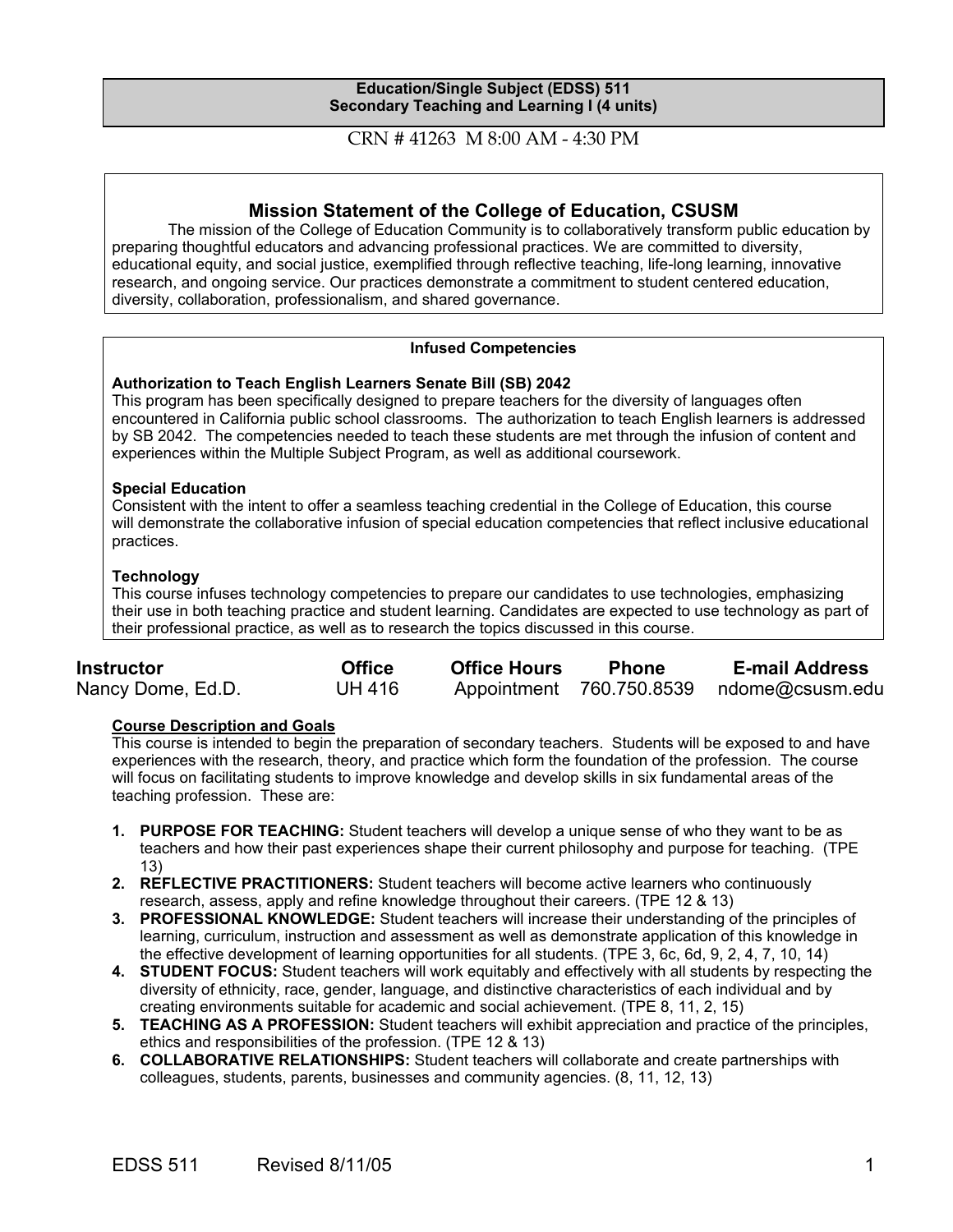**Education/Single Subject (EDSS) 511**
**Secondary Teaching and Learning I (4 units)**

CRN # 41263 M 8:00 AM - 4:30 PM

## Mission Statement of the College of Education, CSUSM

The mission of the College of Education Community is to collaboratively transform public education by preparing thoughtful educators and advancing professional practices. We are committed to diversity, educational equity, and social justice, exemplified through reflective teaching, life-long learning, innovative research, and ongoing service. Our practices demonstrate a commitment to student centered education, diversity, collaboration, professionalism, and shared governance.

### Infused Competencies

**Authorization to Teach English Learners Senate Bill (SB) 2042**
This program has been specifically designed to prepare teachers for the diversity of languages often encountered in California public school classrooms. The authorization to teach English learners is addressed by SB 2042. The competencies needed to teach these students are met through the infusion of content and experiences within the Multiple Subject Program, as well as additional coursework.

**Special Education**
Consistent with the intent to offer a seamless teaching credential in the College of Education, this course will demonstrate the collaborative infusion of special education competencies that reflect inclusive educational practices.

**Technology**
This course infuses technology competencies to prepare our candidates to use technologies, emphasizing their use in both teaching practice and student learning. Candidates are expected to use technology as part of their professional practice, as well as to research the topics discussed in this course.

| Instructor | Office | Office Hours | Phone | E-mail Address |
|---|---|---|---|---|
| Nancy Dome, Ed.D. | UH 416 | Appointment | 760.750.8539 | ndome@csusm.edu |

**Course Description and Goals**

This course is intended to begin the preparation of secondary teachers. Students will be exposed to and have experiences with the research, theory, and practice which form the foundation of the profession. The course will focus on facilitating students to improve knowledge and develop skills in six fundamental areas of the teaching profession. These are:

1. **PURPOSE FOR TEACHING:** Student teachers will develop a unique sense of who they want to be as teachers and how their past experiences shape their current philosophy and purpose for teaching. (TPE 13)
2. **REFLECTIVE PRACTITIONERS:** Student teachers will become active learners who continuously research, assess, apply and refine knowledge throughout their careers. (TPE 12 & 13)
3. **PROFESSIONAL KNOWLEDGE:** Student teachers will increase their understanding of the principles of learning, curriculum, instruction and assessment as well as demonstrate application of this knowledge in the effective development of learning opportunities for all students. (TPE 3, 6c, 6d, 9, 2, 4, 7, 10, 14)
4. **STUDENT FOCUS:** Student teachers will work equitably and effectively with all students by respecting the diversity of ethnicity, race, gender, language, and distinctive characteristics of each individual and by creating environments suitable for academic and social achievement. (TPE 8, 11, 2, 15)
5. **TEACHING AS A PROFESSION:** Student teachers will exhibit appreciation and practice of the principles, ethics and responsibilities of the profession. (TPE 12 & 13)
6. **COLLABORATIVE RELATIONSHIPS:** Student teachers will collaborate and create partnerships with colleagues, students, parents, businesses and community agencies. (8, 11, 12, 13)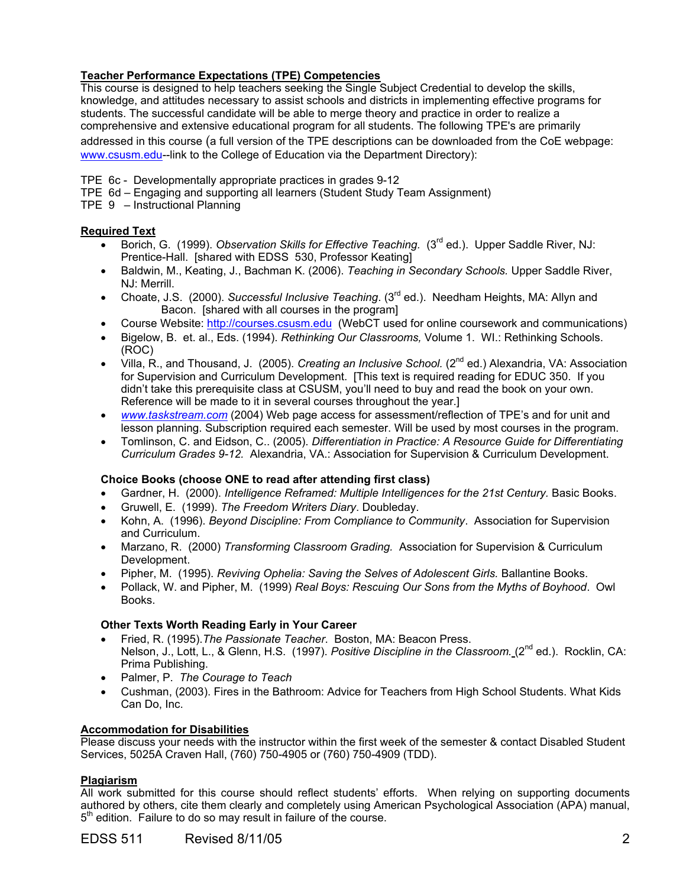**Teacher Performance Expectations (TPE) Competencies**

This course is designed to help teachers seeking the Single Subject Credential to develop the skills, knowledge, and attitudes necessary to assist schools and districts in implementing effective programs for students. The successful candidate will be able to merge theory and practice in order to realize a comprehensive and extensive educational program for all students. The following TPE's are primarily addressed in this course (a full version of the TPE descriptions can be downloaded from the CoE webpage: www.csusm.edu--link to the College of Education via the Department Directory):

TPE 6c - Developmentally appropriate practices in grades 9-12
TPE 6d – Engaging and supporting all learners (Student Study Team Assignment)
TPE 9 – Instructional Planning

**Required Text**

- Borich, G. (1999). *Observation Skills for Effective Teaching.* (3rd ed.). Upper Saddle River, NJ: Prentice-Hall. [shared with EDSS 530, Professor Keating]
- Baldwin, M., Keating, J., Bachman K. (2006). *Teaching in Secondary Schools.* Upper Saddle River, NJ: Merrill.
- Choate, J.S. (2000). *Successful Inclusive Teaching*. (3rd ed.). Needham Heights, MA: Allyn and Bacon. [shared with all courses in the program]
- Course Website: http://courses.csusm.edu (WebCT used for online coursework and communications)
- Bigelow, B. et. al., Eds. (1994). *Rethinking Our Classrooms,* Volume 1. WI.: Rethinking Schools. (ROC)
- Villa, R., and Thousand, J. (2005). *Creating an Inclusive School.* (2nd ed.) Alexandria, VA: Association for Supervision and Curriculum Development. [This text is required reading for EDUC 350. If you didn't take this prerequisite class at CSUSM, you'll need to buy and read the book on your own. Reference will be made to it in several courses throughout the year.]
- *www.taskstream.com* (2004) Web page access for assessment/reflection of TPE's and for unit and lesson planning. Subscription required each semester. Will be used by most courses in the program.
- Tomlinson, C. and Eidson, C.. (2005). *Differentiation in Practice: A Resource Guide for Differentiating Curriculum Grades 9-12.* Alexandria, VA.: Association for Supervision & Curriculum Development.

**Choice Books (choose ONE to read after attending first class)**

- Gardner, H. (2000). *Intelligence Reframed: Multiple Intelligences for the 21st Century.* Basic Books.
- Gruwell, E. (1999). *The Freedom Writers Diary*. Doubleday.
- Kohn, A. (1996). *Beyond Discipline: From Compliance to Community*. Association for Supervision and Curriculum.
- Marzano, R. (2000) *Transforming Classroom Grading.* Association for Supervision & Curriculum Development.
- Pipher, M. (1995). *Reviving Ophelia: Saving the Selves of Adolescent Girls.* Ballantine Books.
- Pollack, W. and Pipher, M. (1999) *Real Boys: Rescuing Our Sons from the Myths of Boyhood*. Owl Books.

**Other Texts Worth Reading Early in Your Career**

- Fried, R. (1995). *The Passionate Teacher*. Boston, MA: Beacon Press.
  Nelson, J., Lott, L., & Glenn, H.S. (1997). *Positive Discipline in the Classroom.* (2nd ed.). Rocklin, CA: Prima Publishing.
- Palmer, P. *The Courage to Teach*
- Cushman, (2003). Fires in the Bathroom: Advice for Teachers from High School Students. What Kids Can Do, Inc.

**Accommodation for Disabilities**

Please discuss your needs with the instructor within the first week of the semester & contact Disabled Student Services, 5025A Craven Hall, (760) 750-4905 or (760) 750-4909 (TDD).

**Plagiarism**

All work submitted for this course should reflect students' efforts. When relying on supporting documents authored by others, cite them clearly and completely using American Psychological Association (APA) manual, 5th edition. Failure to do so may result in failure of the course.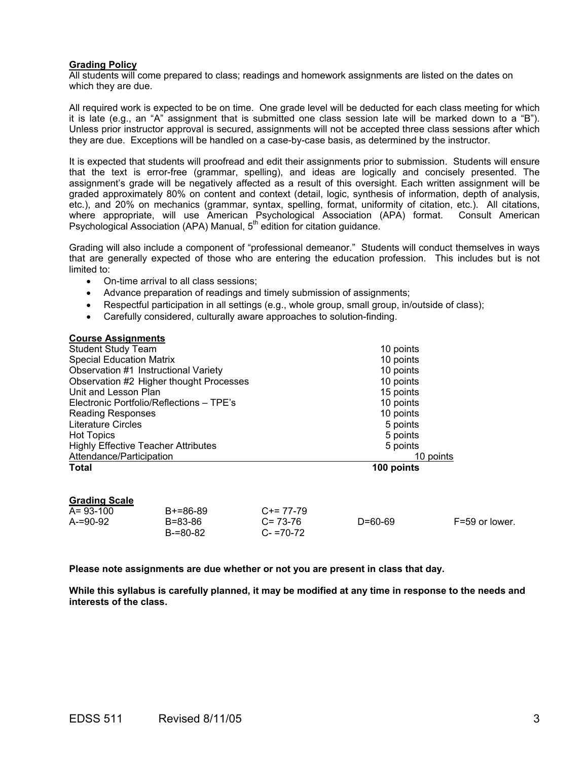**Grading Policy**

All students will come prepared to class; readings and homework assignments are listed on the dates on which they are due.

All required work is expected to be on time. One grade level will be deducted for each class meeting for which it is late (e.g., an "A" assignment that is submitted one class session late will be marked down to a "B"). Unless prior instructor approval is secured, assignments will not be accepted three class sessions after which they are due. Exceptions will be handled on a case-by-case basis, as determined by the instructor.

It is expected that students will proofread and edit their assignments prior to submission. Students will ensure that the text is error-free (grammar, spelling), and ideas are logically and concisely presented. The assignment's grade will be negatively affected as a result of this oversight. Each written assignment will be graded approximately 80% on content and context (detail, logic, synthesis of information, depth of analysis, etc.), and 20% on mechanics (grammar, syntax, spelling, format, uniformity of citation, etc.). All citations, where appropriate, will use American Psychological Association (APA) format. Consult American Psychological Association (APA) Manual, 5th edition for citation guidance.

Grading will also include a component of "professional demeanor." Students will conduct themselves in ways that are generally expected of those who are entering the education profession. This includes but is not limited to:

- On-time arrival to all class sessions;
- Advance preparation of readings and timely submission of assignments;
- Respectful participation in all settings (e.g., whole group, small group, in/outside of class);
- Carefully considered, culturally aware approaches to solution-finding.

**Course Assignments**

| Assignment | Points |
|---|---|
| Student Study Team | 10 points |
| Special Education Matrix | 10 points |
| Observation #1 Instructional Variety | 10 points |
| Observation #2 Higher thought Processes | 10 points |
| Unit and Lesson Plan | 15 points |
| Electronic Portfolio/Reflections – TPE's | 10 points |
| Reading Responses | 10 points |
| Literature Circles | 5 points |
| Hot Topics | 5 points |
| Highly Effective Teacher Attributes | 5 points |
| Attendance/Participation | 10 points |
| **Total** | **100 points** |

**Grading Scale**

| | | | | |
|---|---|---|---|---|
| A= 93-100 | B+=86-89 | C+= 77-79 | | |
| A-=90-92 | B=83-86 | C= 73-76 | D=60-69 | F=59 or lower. |
| | B-=80-82 | C- =70-72 | | |

**Please note assignments are due whether or not you are present in class that day.**

**While this syllabus is carefully planned, it may be modified at any time in response to the needs and interests of the class.**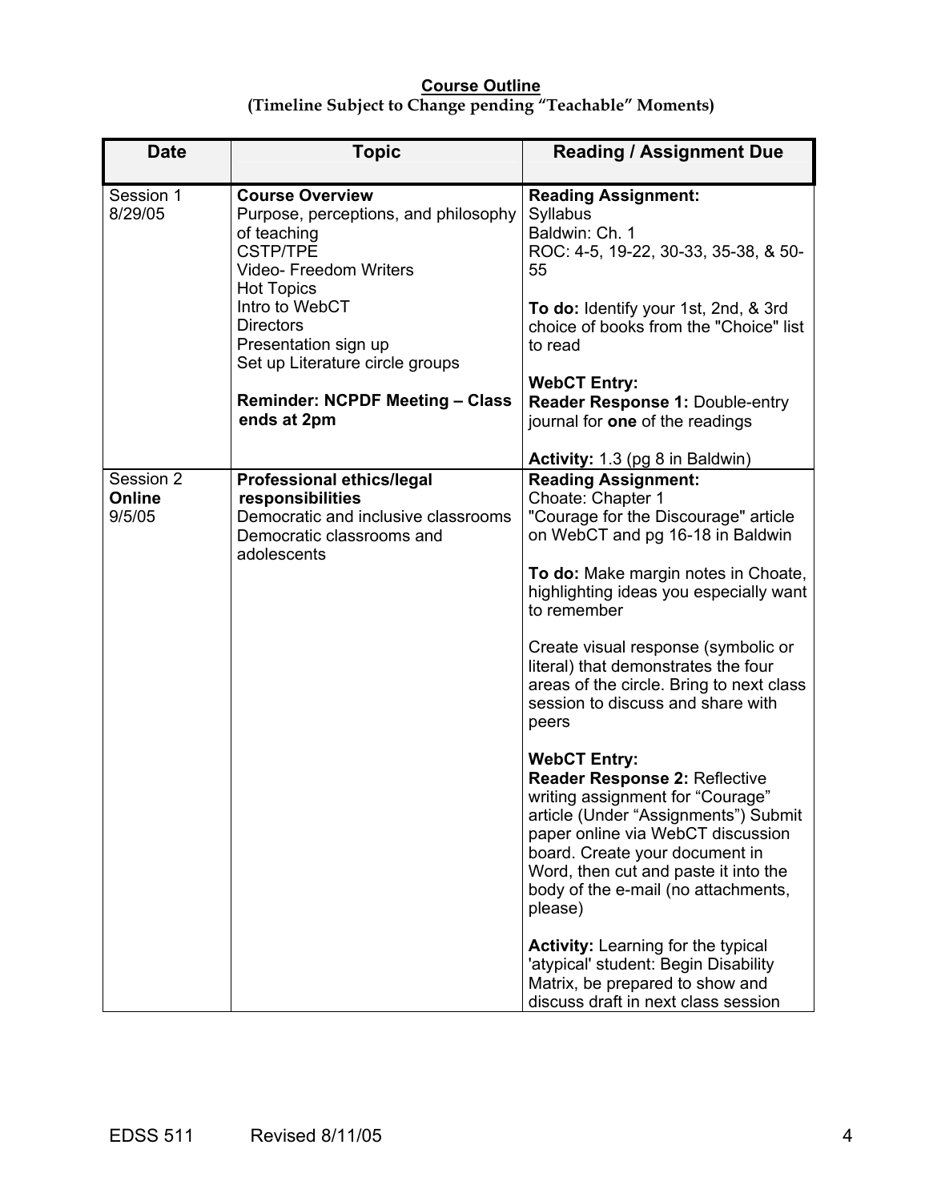**Course Outline**
**(Timeline Subject to Change pending "Teachable" Moments)**

| Date | Topic | Reading / Assignment Due |
|---|---|---|
| Session 1<br>8/29/05 | **Course Overview**<br>Purpose, perceptions, and philosophy of teaching<br>CSTP/TPE<br>Video- Freedom Writers<br>Hot Topics<br>Intro to WebCT<br>Directors<br>Presentation sign up<br>Set up Literature circle groups<br><br>**Reminder: NCPDF Meeting – Class ends at 2pm** | **Reading Assignment:**<br>Syllabus<br>Baldwin: Ch. 1<br>ROC: 4-5, 19-22, 30-33, 35-38, & 50-55<br><br>**To do:** Identify your 1st, 2nd, & 3rd choice of books from the "Choice" list to read<br><br>**WebCT Entry:**<br>**Reader Response 1:** Double-entry journal for **one** of the readings<br><br>**Activity:** 1.3 (pg 8 in Baldwin) |
| Session 2<br>**Online**<br>9/5/05 | **Professional ethics/legal responsibilities**<br>Democratic and inclusive classrooms<br>Democratic classrooms and adolescents | **Reading Assignment:**<br>Choate: Chapter 1<br>"Courage for the Discourage" article on WebCT and pg 16-18 in Baldwin<br><br>**To do:** Make margin notes in Choate, highlighting ideas you especially want to remember<br><br>Create visual response (symbolic or literal) that demonstrates the four areas of the circle. Bring to next class session to discuss and share with peers<br><br>**WebCT Entry:**<br>**Reader Response 2:** Reflective writing assignment for "Courage" article (Under "Assignments") Submit paper online via WebCT discussion board. Create your document in Word, then cut and paste it into the body of the e-mail (no attachments, please)<br><br>**Activity:** Learning for the typical 'atypical' student: Begin Disability Matrix, be prepared to show and discuss draft in next class session |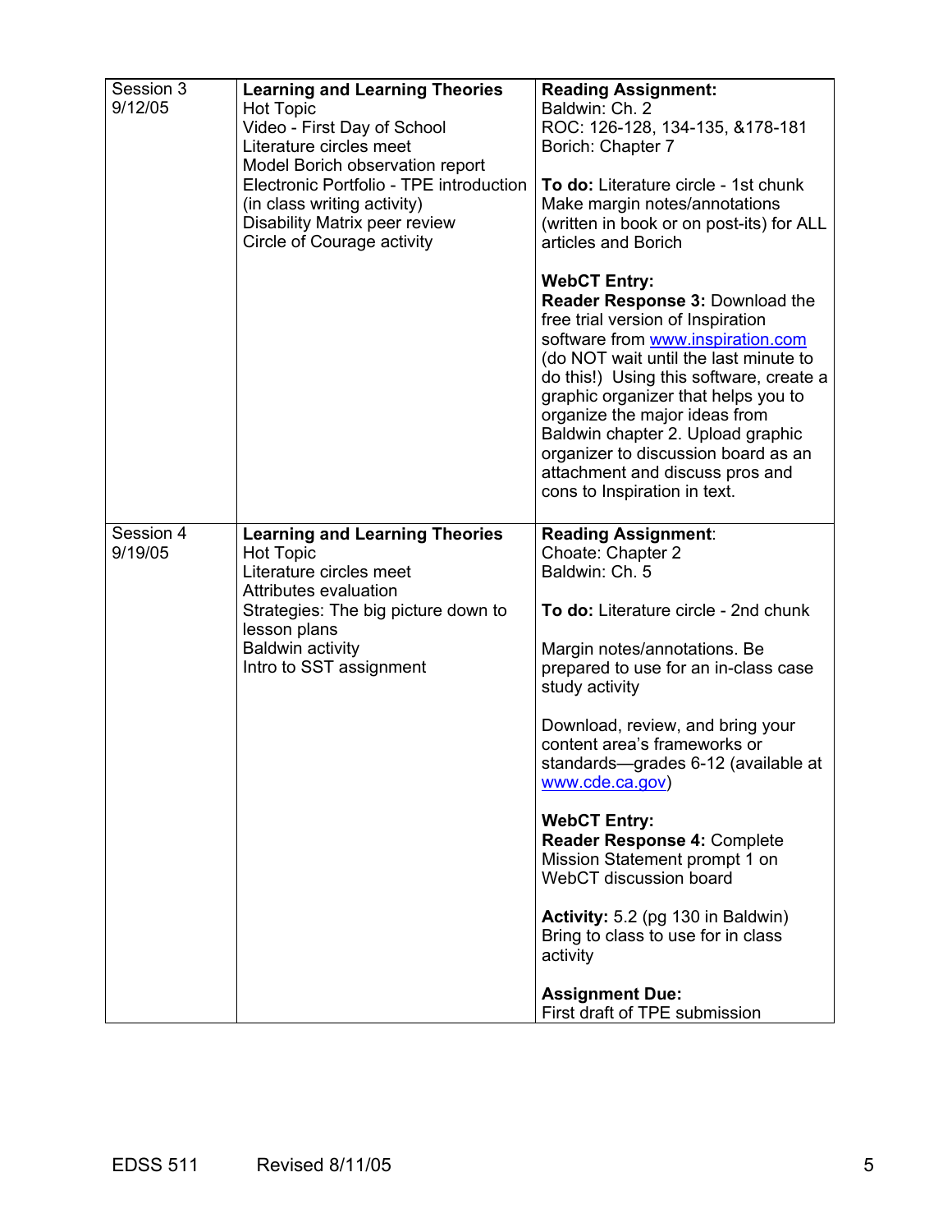| Session 3<br>9/12/05 | **Learning and Learning Theories**<br>Hot Topic<br>Video - First Day of School<br>Literature circles meet<br>Model Borich observation report<br>Electronic Portfolio - TPE introduction (in class writing activity)<br>Disability Matrix peer review<br>Circle of Courage activity | **Reading Assignment:**<br>Baldwin: Ch. 2<br>ROC: 126-128, 134-135, &178-181<br>Borich: Chapter 7<br><br>**To do:** Literature circle - 1st chunk<br>Make margin notes/annotations (written in book or on post-its) for ALL articles and Borich<br><br>**WebCT Entry:**<br>**Reader Response 3:** Download the free trial version of Inspiration software from www.inspiration.com (do NOT wait until the last minute to do this!) Using this software, create a graphic organizer that helps you to organize the major ideas from Baldwin chapter 2. Upload graphic organizer to discussion board as an attachment and discuss pros and cons to Inspiration in text. |
|---|---|---|
| Session 4<br>9/19/05 | **Learning and Learning Theories**<br>Hot Topic<br>Literature circles meet<br>Attributes evaluation<br>Strategies: The big picture down to lesson plans<br>Baldwin activity<br>Intro to SST assignment | **Reading Assignment**:<br>Choate: Chapter 2<br>Baldwin: Ch. 5<br><br>**To do:** Literature circle - 2nd chunk<br><br>Margin notes/annotations. Be prepared to use for an in-class case study activity<br><br>Download, review, and bring your content area's frameworks or standards—grades 6-12 (available at www.cde.ca.gov)<br><br>**WebCT Entry:**<br>**Reader Response 4:** Complete Mission Statement prompt 1 on WebCT discussion board<br><br>**Activity:** 5.2 (pg 130 in Baldwin) Bring to class to use for in class activity<br><br>**Assignment Due:**<br>First draft of TPE submission |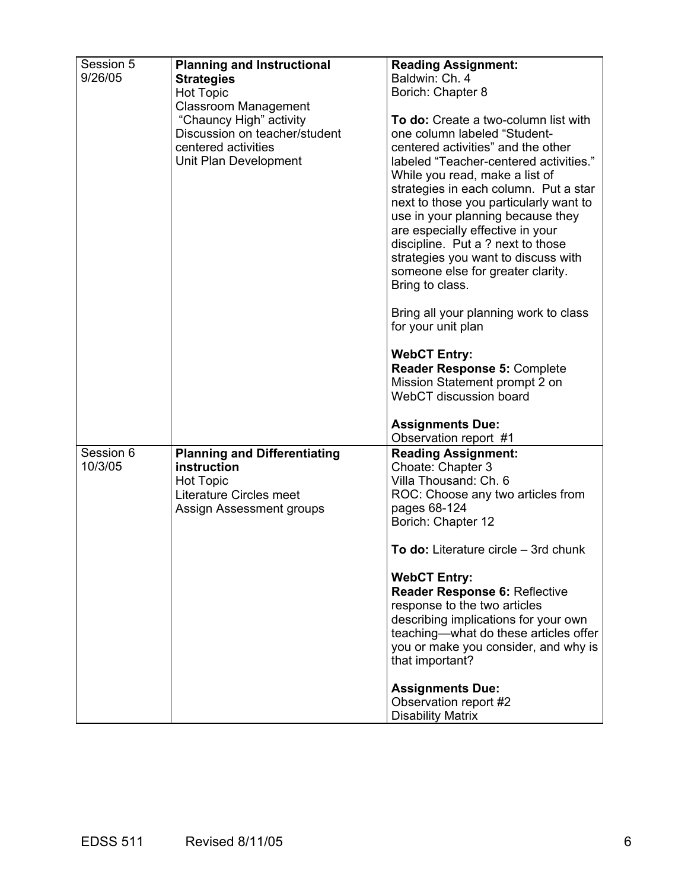| Session 5<br>9/26/05 | **Planning and Instructional Strategies**<br>Hot Topic<br>Classroom Management<br>"Chauncy High" activity<br>Discussion on teacher/student centered activities<br>Unit Plan Development | **Reading Assignment:**<br>Baldwin: Ch. 4<br>Borich: Chapter 8<br><br>**To do:** Create a two-column list with one column labeled "Student-centered activities" and the other labeled "Teacher-centered activities." While you read, make a list of strategies in each column. Put a star next to those you particularly want to use in your planning because they are especially effective in your discipline. Put a ? next to those strategies you want to discuss with someone else for greater clarity. Bring to class.<br><br>Bring all your planning work to class for your unit plan<br><br>**WebCT Entry:**<br>**Reader Response 5:** Complete Mission Statement prompt 2 on WebCT discussion board<br><br>**Assignments Due:**<br>Observation report #1 |
|---|---|---|
| Session 6<br>10/3/05 | **Planning and Differentiating instruction**<br>Hot Topic<br>Literature Circles meet<br>Assign Assessment groups | **Reading Assignment:**<br>Choate: Chapter 3<br>Villa Thousand: Ch. 6<br>ROC: Choose any two articles from pages 68-124<br>Borich: Chapter 12<br><br>**To do:** Literature circle – 3rd chunk<br><br>**WebCT Entry:**<br>**Reader Response 6:** Reflective response to the two articles describing implications for your own teaching—what do these articles offer you or make you consider, and why is that important?<br><br>**Assignments Due:**<br>Observation report #2<br>Disability Matrix |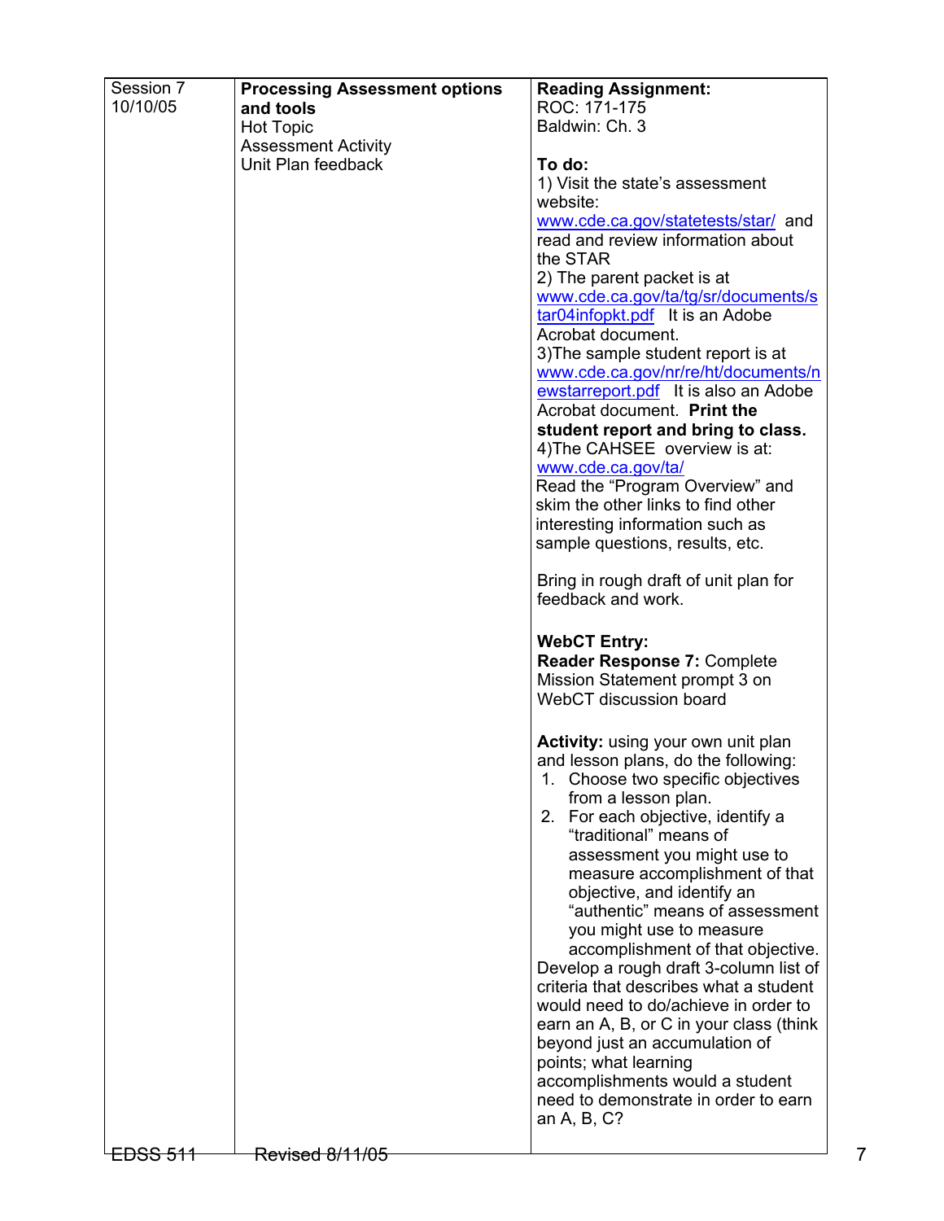| Session 7<br>10/10/05 | **Processing Assessment options and tools**<br>Hot Topic<br>Assessment Activity<br>Unit Plan feedback | **Reading Assignment:**<br>ROC: 171-175<br>Baldwin: Ch. 3<br><br>**To do:**<br>1) Visit the state's assessment website: www.cde.ca.gov/statetests/star/ and read and review information about the STAR<br>2) The parent packet is at www.cde.ca.gov/ta/tg/sr/documents/star04infopkt.pdf It is an Adobe Acrobat document.<br>3)The sample student report is at www.cde.ca.gov/nr/re/ht/documents/newstarreport.pdf It is also an Adobe Acrobat document. **Print the student report and bring to class.**<br>4)The CAHSEE overview is at: www.cde.ca.gov/ta/<br>Read the "Program Overview" and skim the other links to find other interesting information such as sample questions, results, etc.<br><br>Bring in rough draft of unit plan for feedback and work.<br><br>**WebCT Entry:**<br>**Reader Response 7:** Complete Mission Statement prompt 3 on WebCT discussion board<br><br>**Activity:** using your own unit plan and lesson plans, do the following:<br>1. Choose two specific objectives from a lesson plan.<br>2. For each objective, identify a "traditional" means of assessment you might use to measure accomplishment of that objective, and identify an "authentic" means of assessment you might use to measure accomplishment of that objective.<br>Develop a rough draft 3-column list of criteria that describes what a student would need to do/achieve in order to earn an A, B, or C in your class (think beyond just an accumulation of points; what learning accomplishments would a student need to demonstrate in order to earn an A, B, C? |
|---|---|---|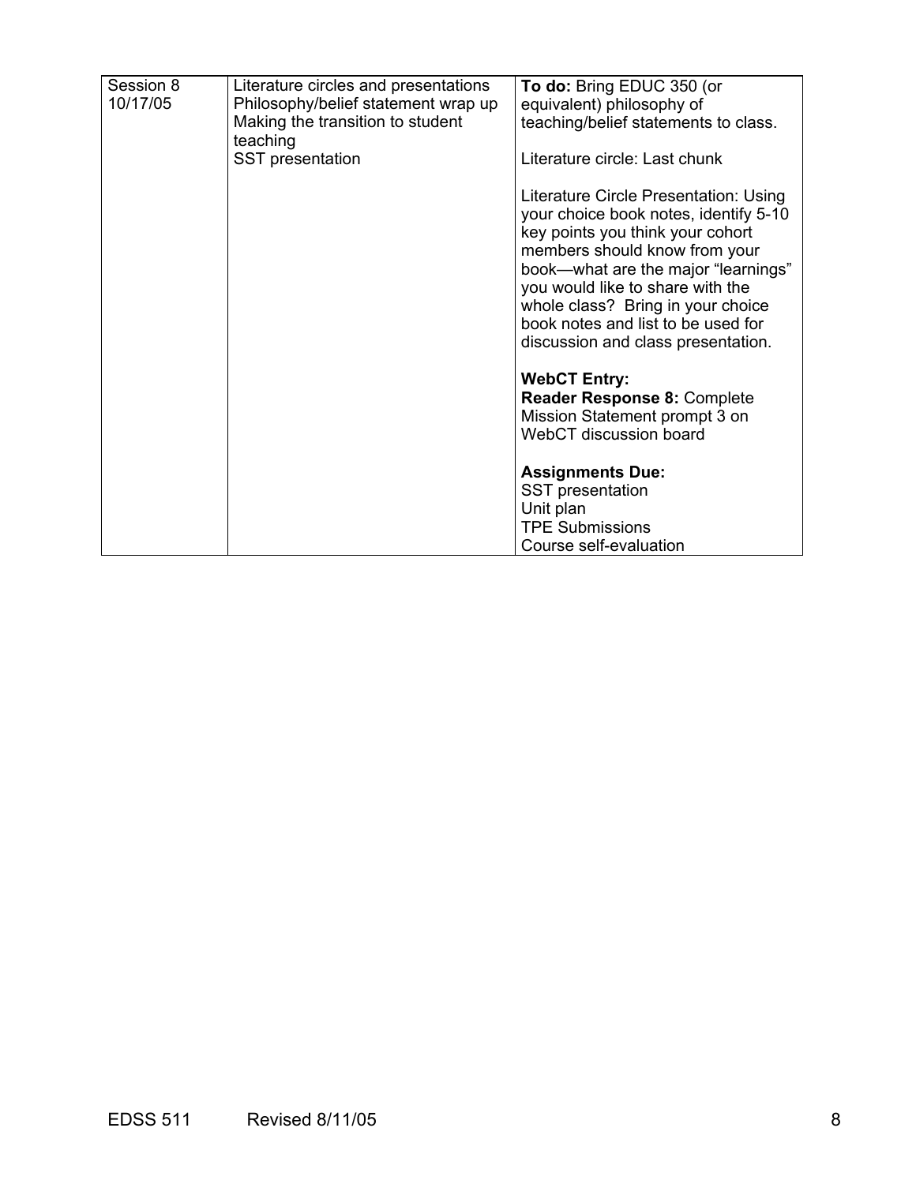| Session 8 10/17/05 | Literature circles and presentations<br>Philosophy/belief statement wrap up<br>Making the transition to student teaching<br>SST presentation | **To do:** Bring EDUC 350 (or equivalent) philosophy of teaching/belief statements to class.<br><br>Literature circle: Last chunk<br><br>Literature Circle Presentation: Using your choice book notes, identify 5-10 key points you think your cohort members should know from your book—what are the major "learnings" you would like to share with the whole class? Bring in your choice book notes and list to be used for discussion and class presentation.<br><br>**WebCT Entry:**<br>**Reader Response 8:** Complete Mission Statement prompt 3 on WebCT discussion board<br><br>**Assignments Due:**<br>SST presentation<br>Unit plan<br>TPE Submissions<br>Course self-evaluation |
|---|---|---|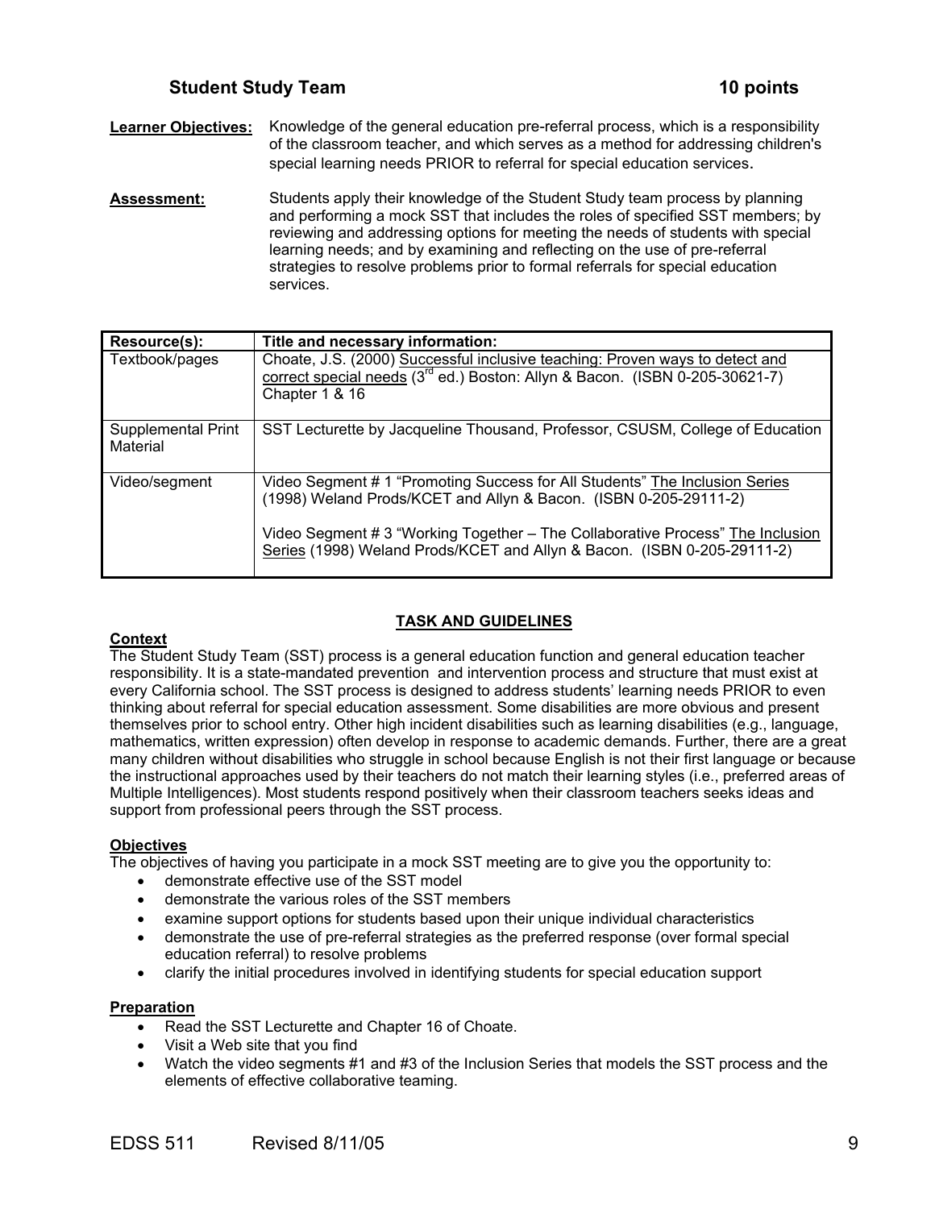## Student Study Team 10 points

**Learner Objectives:** Knowledge of the general education pre-referral process, which is a responsibility of the classroom teacher, and which serves as a method for addressing children's special learning needs PRIOR to referral for special education services.

**Assessment:** Students apply their knowledge of the Student Study team process by planning and performing a mock SST that includes the roles of specified SST members; by reviewing and addressing options for meeting the needs of students with special learning needs; and by examining and reflecting on the use of pre-referral strategies to resolve problems prior to formal referrals for special education services.

| Resource(s): | Title and necessary information: |
|---|---|
| Textbook/pages | Choate, J.S. (2000) Successful inclusive teaching: Proven ways to detect and correct special needs (3rd ed.) Boston: Allyn & Bacon. (ISBN 0-205-30621-7) Chapter 1 & 16 |
| Supplemental Print Material | SST Lecturette by Jacqueline Thousand, Professor, CSUSM, College of Education |
| Video/segment | Video Segment # 1 "Promoting Success for All Students" The Inclusion Series (1998) Weland Prods/KCET and Allyn & Bacon. (ISBN 0-205-29111-2)<br><br>Video Segment # 3 "Working Together – The Collaborative Process" The Inclusion Series (1998) Weland Prods/KCET and Allyn & Bacon. (ISBN 0-205-29111-2) |

### TASK AND GUIDELINES

**Context**

The Student Study Team (SST) process is a general education function and general education teacher responsibility. It is a state-mandated prevention and intervention process and structure that must exist at every California school. The SST process is designed to address students' learning needs PRIOR to even thinking about referral for special education assessment. Some disabilities are more obvious and present themselves prior to school entry. Other high incident disabilities such as learning disabilities (e.g., language, mathematics, written expression) often develop in response to academic demands. Further, there are a great many children without disabilities who struggle in school because English is not their first language or because the instructional approaches used by their teachers do not match their learning styles (i.e., preferred areas of Multiple Intelligences). Most students respond positively when their classroom teachers seeks ideas and support from professional peers through the SST process.

**Objectives**

The objectives of having you participate in a mock SST meeting are to give you the opportunity to:

- demonstrate effective use of the SST model
- demonstrate the various roles of the SST members
- examine support options for students based upon their unique individual characteristics
- demonstrate the use of pre-referral strategies as the preferred response (over formal special education referral) to resolve problems
- clarify the initial procedures involved in identifying students for special education support

**Preparation**

- Read the SST Lecturette and Chapter 16 of Choate.
- Visit a Web site that you find
- Watch the video segments #1 and #3 of the Inclusion Series that models the SST process and the elements of effective collaborative teaming.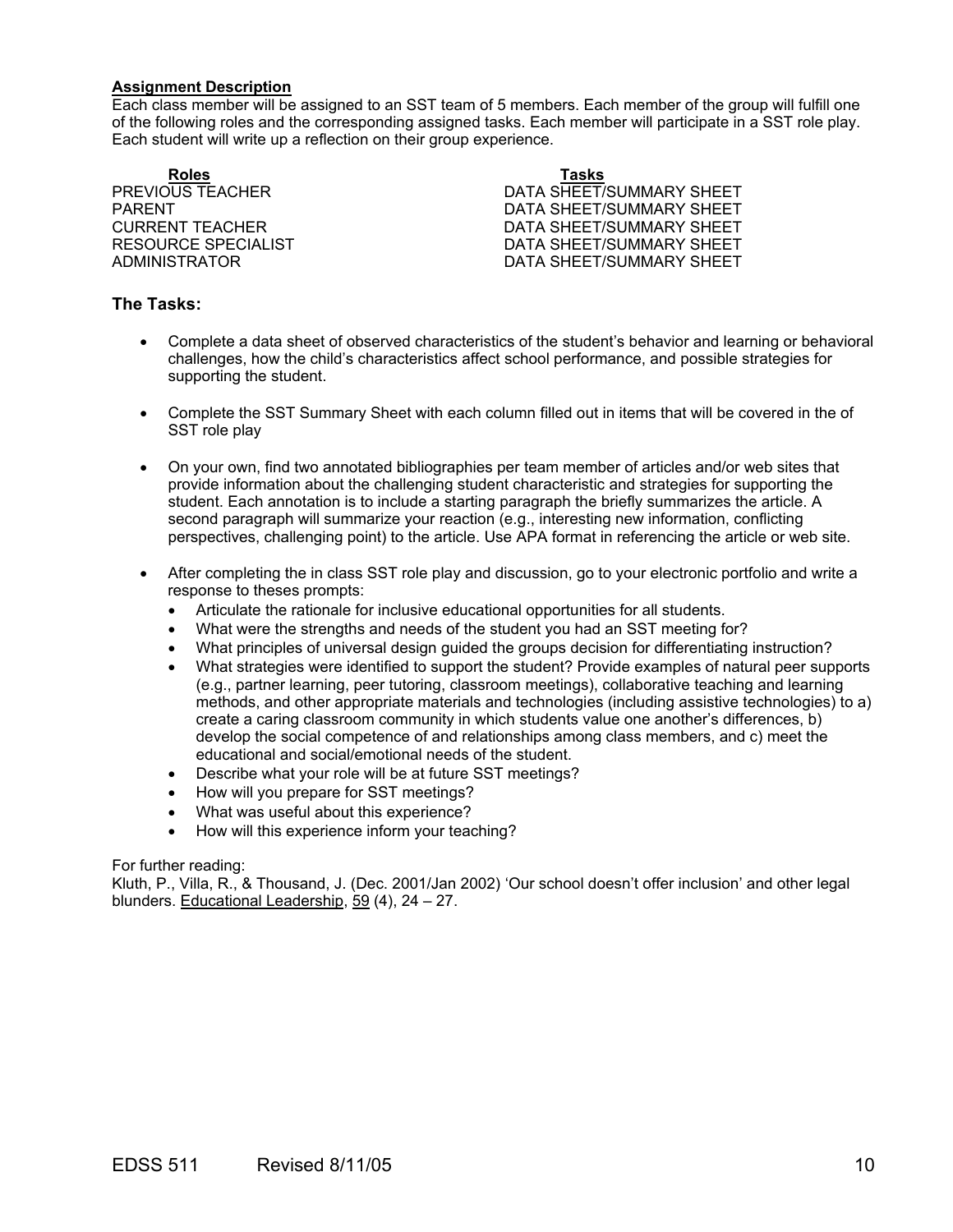**Assignment Description**

Each class member will be assigned to an SST team of 5 members. Each member of the group will fulfill one of the following roles and the corresponding assigned tasks. Each member will participate in a SST role play. Each student will write up a reflection on their group experience.

| Roles | Tasks |
| --- | --- |
| PREVIOUS TEACHER | DATA SHEET/SUMMARY SHEET |
| PARENT | DATA SHEET/SUMMARY SHEET |
| CURRENT TEACHER | DATA SHEET/SUMMARY SHEET |
| RESOURCE SPECIALIST | DATA SHEET/SUMMARY SHEET |
| ADMINISTRATOR | DATA SHEET/SUMMARY SHEET |

### The Tasks:

- Complete a data sheet of observed characteristics of the student's behavior and learning or behavioral challenges, how the child's characteristics affect school performance, and possible strategies for supporting the student.
- Complete the SST Summary Sheet with each column filled out in items that will be covered in the of SST role play
- On your own, find two annotated bibliographies per team member of articles and/or web sites that provide information about the challenging student characteristic and strategies for supporting the student. Each annotation is to include a starting paragraph the briefly summarizes the article. A second paragraph will summarize your reaction (e.g., interesting new information, conflicting perspectives, challenging point) to the article. Use APA format in referencing the article or web site.
- After completing the in class SST role play and discussion, go to your electronic portfolio and write a response to theses prompts:
  - Articulate the rationale for inclusive educational opportunities for all students.
  - What were the strengths and needs of the student you had an SST meeting for?
  - What principles of universal design guided the groups decision for differentiating instruction?
  - What strategies were identified to support the student? Provide examples of natural peer supports (e.g., partner learning, peer tutoring, classroom meetings), collaborative teaching and learning methods, and other appropriate materials and technologies (including assistive technologies) to a) create a caring classroom community in which students value one another's differences, b) develop the social competence of and relationships among class members, and c) meet the educational and social/emotional needs of the student.
  - Describe what your role will be at future SST meetings?
  - How will you prepare for SST meetings?
  - What was useful about this experience?
  - How will this experience inform your teaching?

For further reading:
Kluth, P., Villa, R., & Thousand, J. (Dec. 2001/Jan 2002) 'Our school doesn't offer inclusion' and other legal blunders. Educational Leadership, 59 (4), 24 – 27.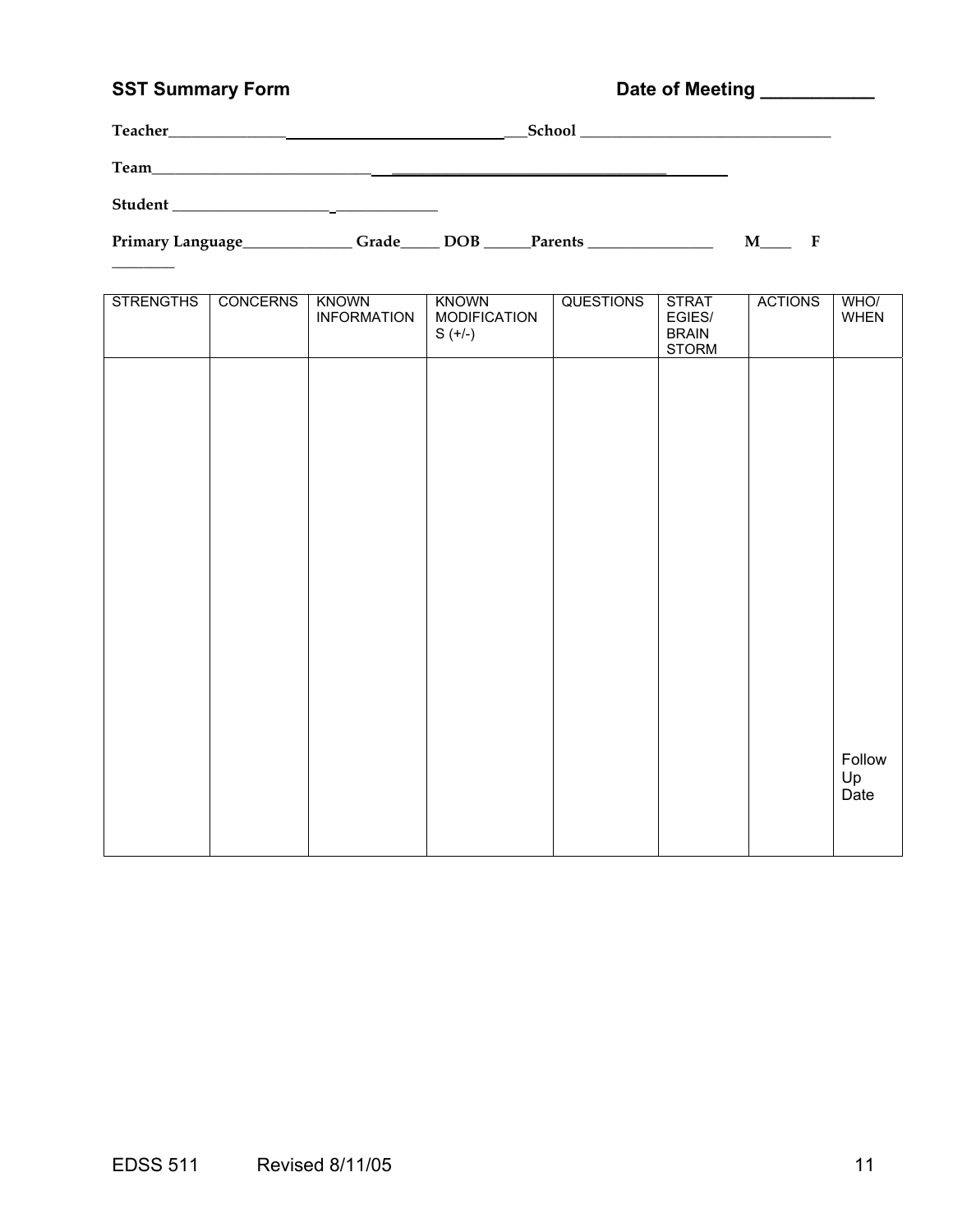**SST Summary Form** **Date of Meeting ___________**

**Teacher**_______________________________________________ **School** ________________________________

**Team**_____________________________________________________________________________

**Student** ____________________________________

**Primary Language**______________ **Grade**_____ **DOB** ______**Parents** ________________ **M**____ **F** ________

| STRENGTHS | CONCERNS | KNOWN INFORMATION | KNOWN MODIFICATIONS (+/-) | QUESTIONS | STRATEGIES/ BRAIN STORM | ACTIONS | WHO/ WHEN |
|---|---|---|---|---|---|---|---|
| | | | | | | | Follow Up Date |

EDSS 511 Revised 8/11/05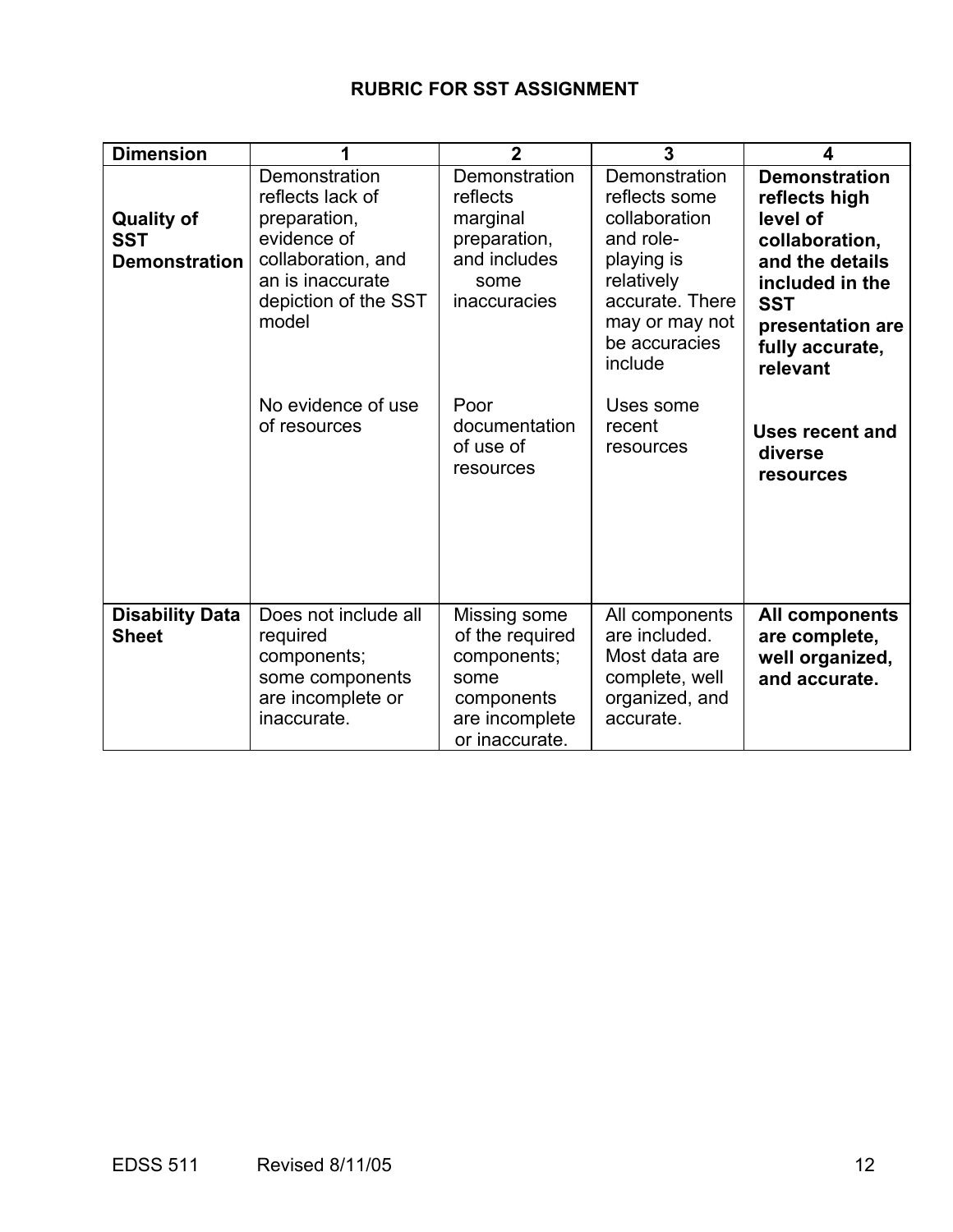# RUBRIC FOR SST ASSIGNMENT

| Dimension | 1 | 2 | 3 | 4 |
|---|---|---|---|---|
| **Quality of SST Demonstration** | Demonstration reflects lack of preparation, evidence of collaboration, and an is inaccurate depiction of the SST model<br><br>No evidence of use of resources | Demonstration reflects marginal preparation, and includes some inaccuracies<br><br>Poor documentation of use of resources | Demonstration reflects some collaboration and role-playing is relatively accurate. There may or may not be accuracies include<br><br>Uses some recent resources | **Demonstration reflects high level of collaboration, and the details included in the SST presentation are fully accurate, relevant**<br><br>**Uses recent and diverse resources** |
| **Disability Data Sheet** | Does not include all required components; some components are incomplete or inaccurate. | Missing some of the required components; some components are incomplete or inaccurate. | All components are included. Most data are complete, well organized, and accurate. | **All components are complete, well organized, and accurate.** |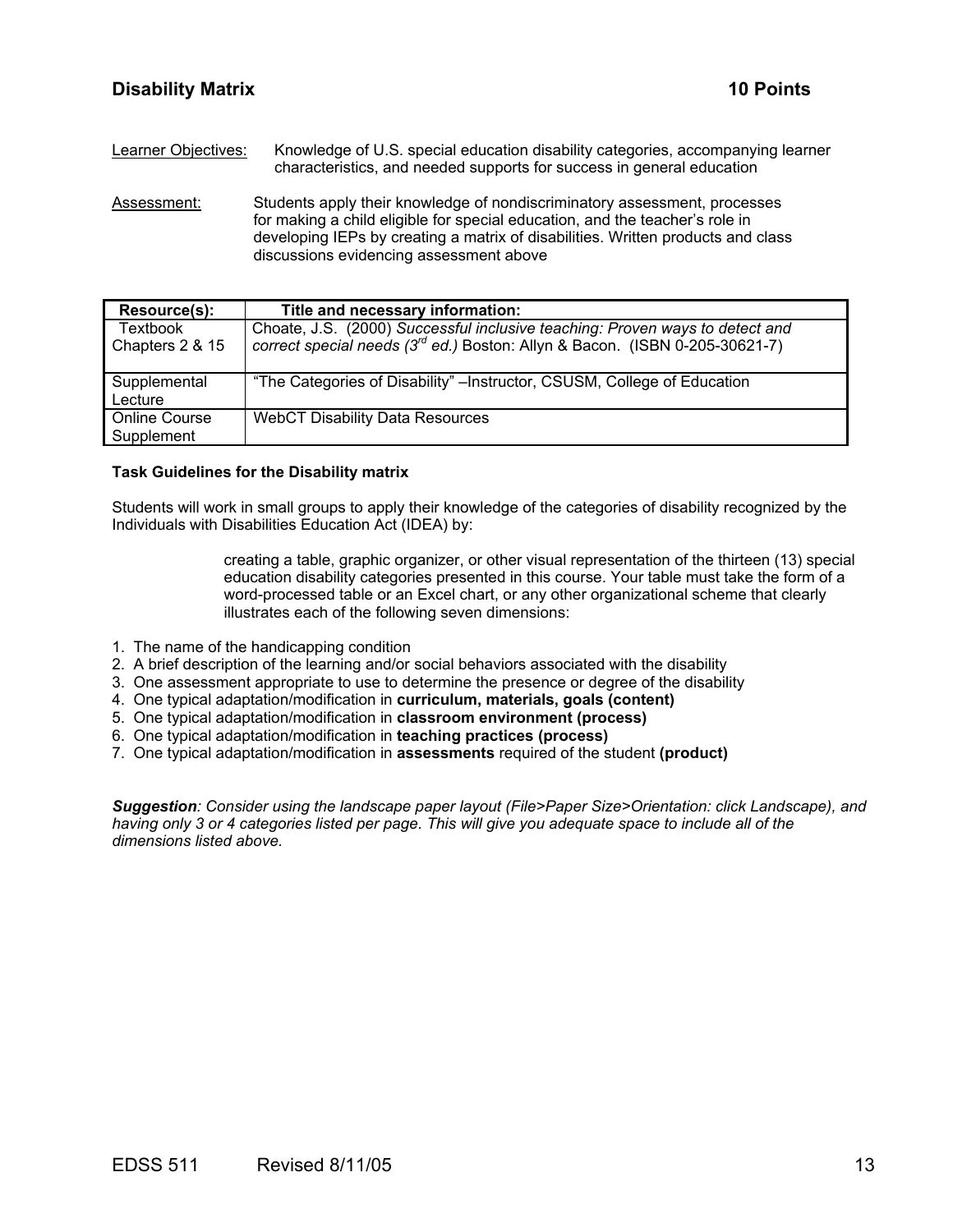## Disability Matrix 10 Points

Learner Objectives: Knowledge of U.S. special education disability categories, accompanying learner characteristics, and needed supports for success in general education

Assessment: Students apply their knowledge of nondiscriminatory assessment, processes for making a child eligible for special education, and the teacher's role in developing IEPs by creating a matrix of disabilities. Written products and class discussions evidencing assessment above

| Resource(s): | Title and necessary information: |
| --- | --- |
| Textbook Chapters 2 & 15 | Choate, J.S. (2000) *Successful inclusive teaching: Proven ways to detect and correct special needs (3rd ed.)* Boston: Allyn & Bacon. (ISBN 0-205-30621-7) |
| Supplemental Lecture | "The Categories of Disability" –Instructor, CSUSM, College of Education |
| Online Course Supplement | WebCT Disability Data Resources |

**Task Guidelines for the Disability matrix**

Students will work in small groups to apply their knowledge of the categories of disability recognized by the Individuals with Disabilities Education Act (IDEA) by:

> creating a table, graphic organizer, or other visual representation of the thirteen (13) special education disability categories presented in this course. Your table must take the form of a word-processed table or an Excel chart, or any other organizational scheme that clearly illustrates each of the following seven dimensions:

1. The name of the handicapping condition
2. A brief description of the learning and/or social behaviors associated with the disability
3. One assessment appropriate to use to determine the presence or degree of the disability
4. One typical adaptation/modification in **curriculum, materials, goals (content)**
5. One typical adaptation/modification in **classroom environment (process)**
6. One typical adaptation/modification in **teaching practices (process)**
7. One typical adaptation/modification in **assessments** required of the student **(product)**

***Suggestion**: Consider using the landscape paper layout (File>Paper Size>Orientation: click Landscape), and having only 3 or 4 categories listed per page. This will give you adequate space to include all of the dimensions listed above.*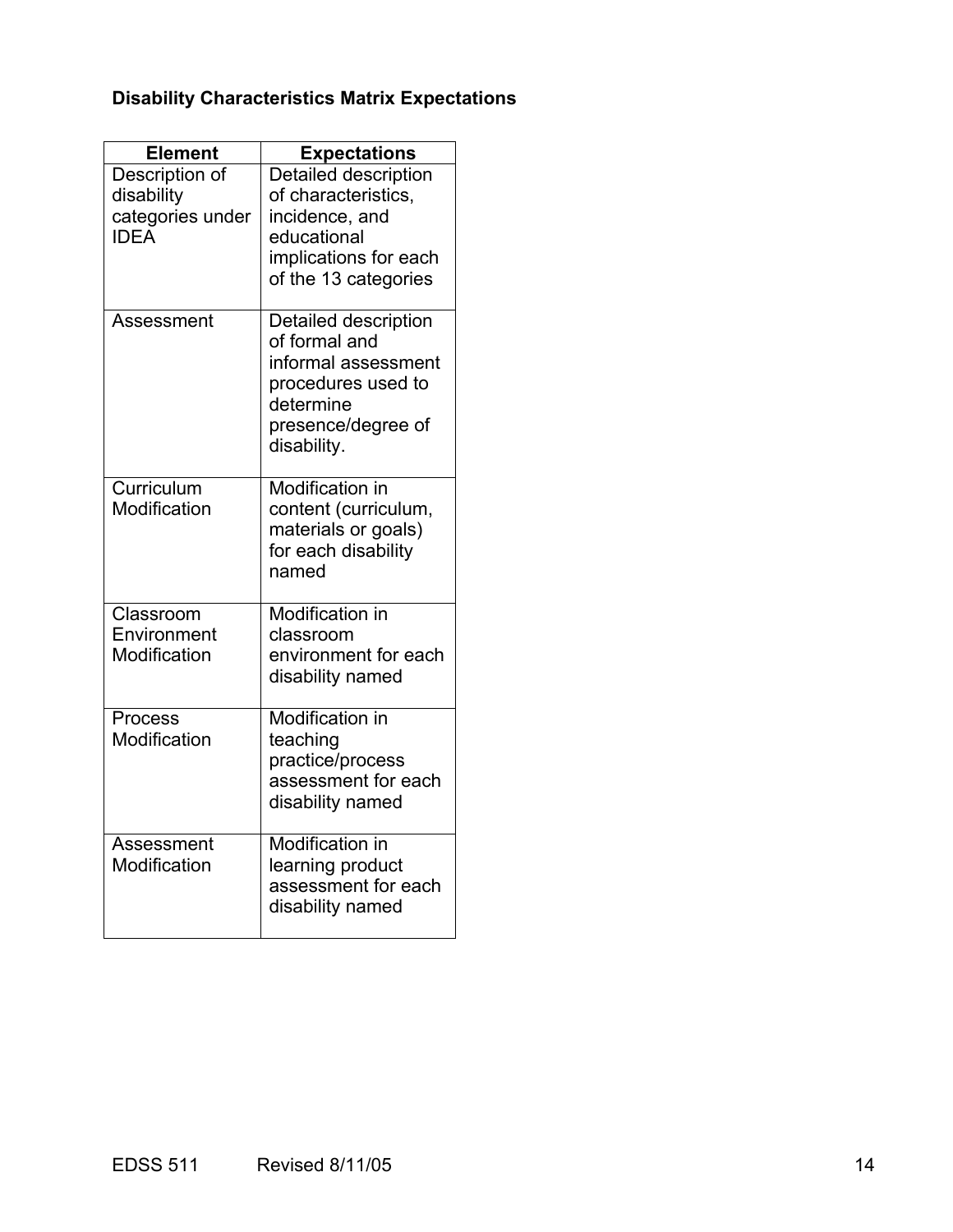**Disability Characteristics Matrix Expectations**

| Element | Expectations |
| --- | --- |
| Description of disability categories under IDEA | Detailed description of characteristics, incidence, and educational implications for each of the 13 categories |
| Assessment | Detailed description of formal and informal assessment procedures used to determine presence/degree of disability. |
| Curriculum Modification | Modification in content (curriculum, materials or goals) for each disability named |
| Classroom Environment Modification | Modification in classroom environment for each disability named |
| Process Modification | Modification in teaching practice/process assessment for each disability named |
| Assessment Modification | Modification in learning product assessment for each disability named |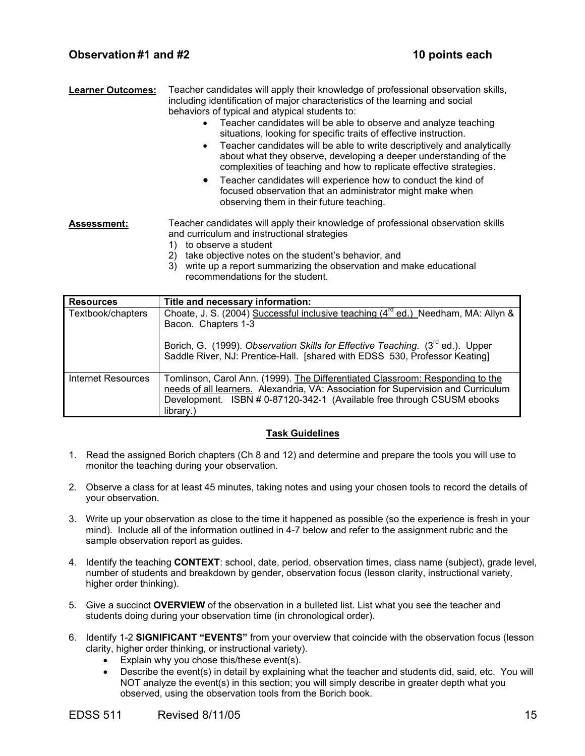## Observation #1 and #2 — 10 points each

**Learner Outcomes:** Teacher candidates will apply their knowledge of professional observation skills, including identification of major characteristics of the learning and social behaviors of typical and atypical students to:

- Teacher candidates will be able to observe and analyze teaching situations, looking for specific traits of effective instruction.
- Teacher candidates will be able to write descriptively and analytically about what they observe, developing a deeper understanding of the complexities of teaching and how to replicate effective strategies.
- Teacher candidates will experience how to conduct the kind of focused observation that an administrator might make when observing them in their future teaching.

**Assessment:** Teacher candidates will apply their knowledge of professional observation skills and curriculum and instructional strategies

1) to observe a student
2) take objective notes on the student's behavior, and
3) write up a report summarizing the observation and make educational recommendations for the student.

| Resources | Title and necessary information: |
|---|---|
| Textbook/chapters | Choate, J. S. (2004) Successful inclusive teaching (4th ed.) Needham, MA: Allyn & Bacon. Chapters 1-3<br><br>Borich, G. (1999). *Observation Skills for Effective Teaching.* (3rd ed.). Upper Saddle River, NJ: Prentice-Hall. [shared with EDSS 530, Professor Keating] |
| Internet Resources | Tomlinson, Carol Ann. (1999). The Differentiated Classroom: Responding to the needs of all learners. Alexandria, VA: Association for Supervision and Curriculum Development. ISBN # 0-87120-342-1 (Available free through CSUSM ebooks library.) |

### Task Guidelines

1. Read the assigned Borich chapters (Ch 8 and 12) and determine and prepare the tools you will use to monitor the teaching during your observation.

2. Observe a class for at least 45 minutes, taking notes and using your chosen tools to record the details of your observation.

3. Write up your observation as close to the time it happened as possible (so the experience is fresh in your mind). Include all of the information outlined in 4-7 below and refer to the assignment rubric and the sample observation report as guides.

4. Identify the teaching **CONTEXT**: school, date, period, observation times, class name (subject), grade level, number of students and breakdown by gender, observation focus (lesson clarity, instructional variety, higher order thinking).

5. Give a succinct **OVERVIEW** of the observation in a bulleted list. List what you see the teacher and students doing during your observation time (in chronological order).

6. Identify 1-2 **SIGNIFICANT "EVENTS"** from your overview that coincide with the observation focus (lesson clarity, higher order thinking, or instructional variety).
   - Explain why you chose this/these event(s).
   - Describe the event(s) in detail by explaining what the teacher and students did, said, etc. You will NOT analyze the event(s) in this section; you will simply describe in greater depth what you observed, using the observation tools from the Borich book.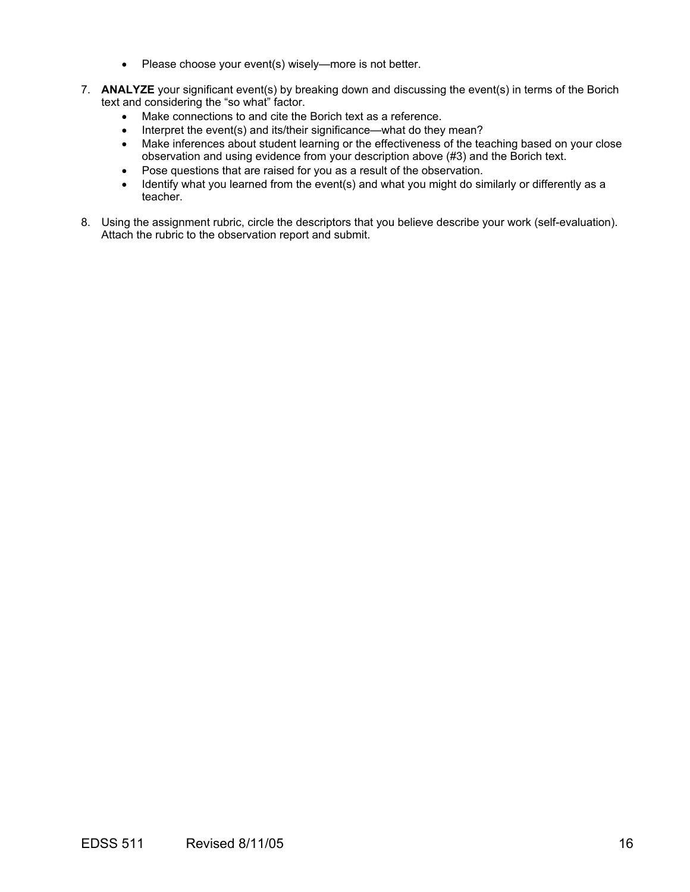- Please choose your event(s) wisely—more is not better.

7. **ANALYZE** your significant event(s) by breaking down and discussing the event(s) in terms of the Borich text and considering the "so what" factor.
   - Make connections to and cite the Borich text as a reference.
   - Interpret the event(s) and its/their significance—what do they mean?
   - Make inferences about student learning or the effectiveness of the teaching based on your close observation and using evidence from your description above (#3) and the Borich text.
   - Pose questions that are raised for you as a result of the observation.
   - Identify what you learned from the event(s) and what you might do similarly or differently as a teacher.

8. Using the assignment rubric, circle the descriptors that you believe describe your work (self-evaluation). Attach the rubric to the observation report and submit.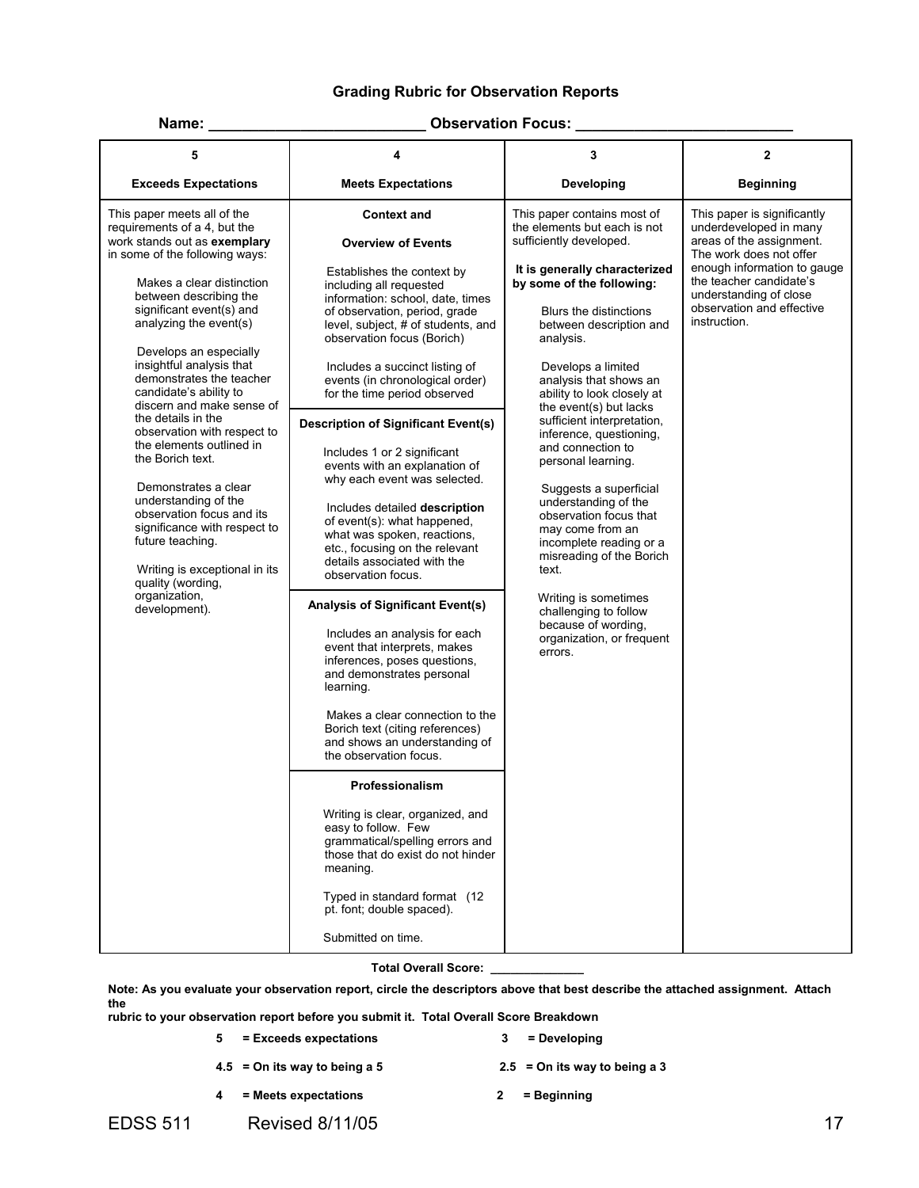# Grading Rubric for Observation Reports

**Name: _________________________ Observation Focus: _________________________**

| 5<br><br>**Exceeds Expectations** | 4<br><br>**Meets Expectations** | 3<br><br>**Developing** | 2<br><br>**Beginning** |
|---|---|---|---|
| This paper meets all of the requirements of a 4, but the work stands out as **exemplary** in some of the following ways:<br><br>Makes a clear distinction between describing the significant event(s) and analyzing the event(s)<br><br>Develops an especially insightful analysis that demonstrates the teacher candidate's ability to discern and make sense of the details in the observation with respect to the elements outlined in the Borich text.<br><br>Demonstrates a clear understanding of the observation focus and its significance with respect to future teaching.<br><br>Writing is exceptional in its quality (wording, organization, development). | **Context and Overview of Events**<br><br>Establishes the context by including all requested information: school, date, times of observation, period, grade level, subject, # of students, and observation focus (Borich)<br><br>Includes a succinct listing of events (in chronological order) for the time period observed<br><br>**Description of Significant Event(s)**<br><br>Includes 1 or 2 significant events with an explanation of why each event was selected.<br><br>Includes detailed **description** of event(s): what happened, what was spoken, reactions, etc., focusing on the relevant details associated with the observation focus.<br><br>**Analysis of Significant Event(s)**<br><br>Includes an analysis for each event that interprets, makes inferences, poses questions, and demonstrates personal learning.<br><br>Makes a clear connection to the Borich text (citing references) and shows an understanding of the observation focus.<br><br>**Professionalism**<br><br>Writing is clear, organized, and easy to follow. Few grammatical/spelling errors and those that do exist do not hinder meaning.<br><br>Typed in standard format (12 pt. font; double spaced).<br><br>Submitted on time. | This paper contains most of the elements but each is not sufficiently developed.<br><br>**It is generally characterized by some of the following:**<br><br>Blurs the distinctions between description and analysis.<br><br>Develops a limited analysis that shows an ability to look closely at the event(s) but lacks sufficient interpretation, inference, questioning, and connection to personal learning.<br><br>Suggests a superficial understanding of the observation focus that may come from an incomplete reading or a misreading of the Borich text.<br><br>Writing is sometimes challenging to follow because of wording, organization, or frequent errors. | This paper is significantly underdeveloped in many areas of the assignment. The work does not offer enough information to gauge the teacher candidate's understanding of close observation and effective instruction. |

**Total Overall Score: ______________**

**Note: As you evaluate your observation report, circle the descriptors above that best describe the attached assignment. Attach the rubric to your observation report before you submit it. Total Overall Score Breakdown**

- **5 = Exceeds expectations**
- **4.5 = On its way to being a 5**
- **4 = Meets expectations**
- **3 = Developing**
- **2.5 = On its way to being a 3**
- **2 = Beginning**

EDSS 511 Revised 8/11/05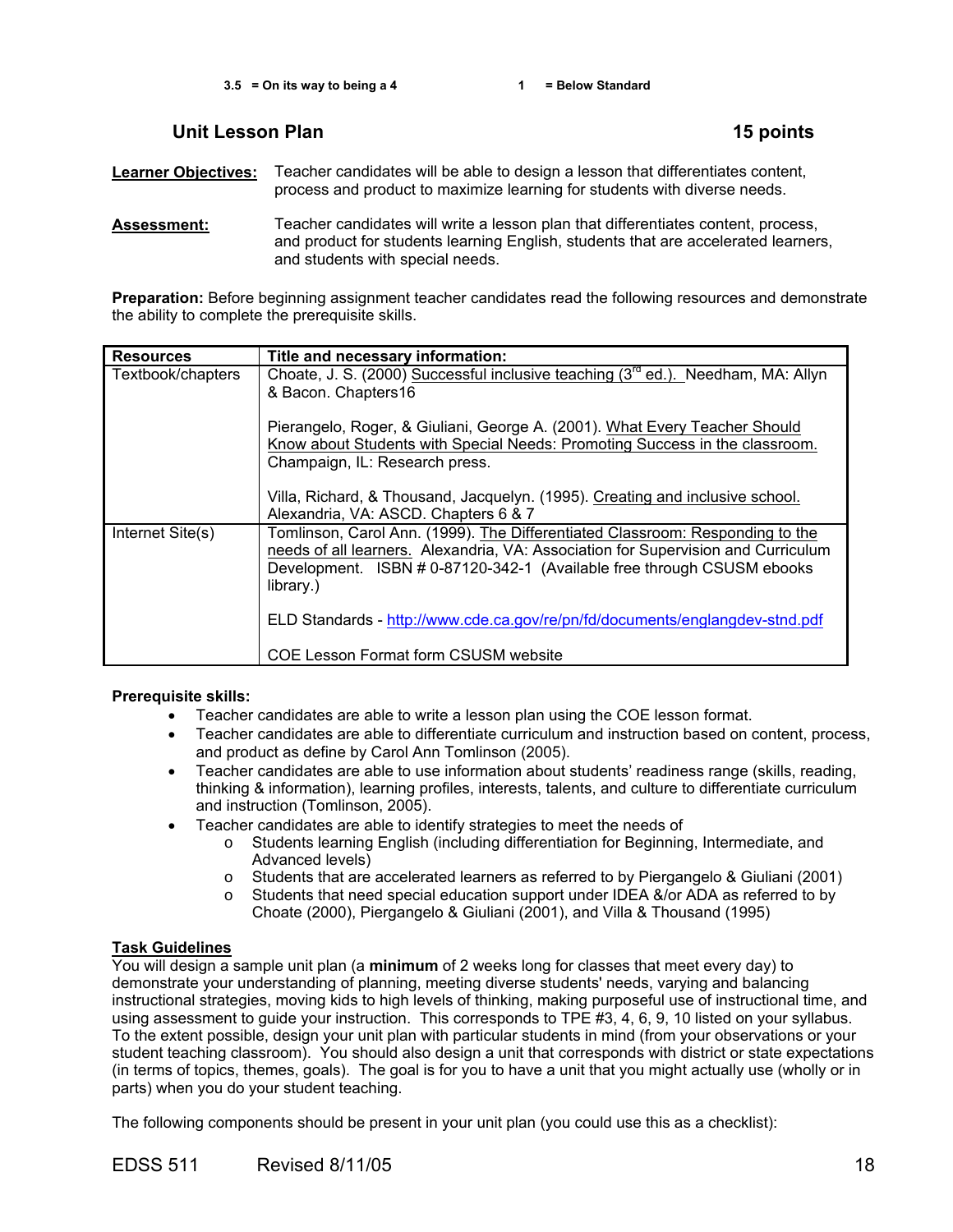3.5 = On its way to being a 4 &nbsp;&nbsp;&nbsp;&nbsp;&nbsp;&nbsp;&nbsp;&nbsp;&nbsp;&nbsp; 1 = Below Standard

## Unit Lesson Plan &nbsp;&nbsp;&nbsp;&nbsp;&nbsp;&nbsp;&nbsp;&nbsp;&nbsp;&nbsp; 15 points

**Learner Objectives:** Teacher candidates will be able to design a lesson that differentiates content, process and product to maximize learning for students with diverse needs.

**Assessment:** Teacher candidates will write a lesson plan that differentiates content, process, and product for students learning English, students that are accelerated learners, and students with special needs.

**Preparation:** Before beginning assignment teacher candidates read the following resources and demonstrate the ability to complete the prerequisite skills.

| Resources | Title and necessary information: |
| --- | --- |
| Textbook/chapters | Choate, J. S. (2000) Successful inclusive teaching (3rd ed.). Needham, MA: Allyn & Bacon. Chapters16<br><br>Pierangelo, Roger, & Giuliani, George A. (2001). What Every Teacher Should Know about Students with Special Needs: Promoting Success in the classroom. Champaign, IL: Research press.<br><br>Villa, Richard, & Thousand, Jacquelyn. (1995). Creating and inclusive school. Alexandria, VA: ASCD. Chapters 6 & 7 |
| Internet Site(s) | Tomlinson, Carol Ann. (1999). The Differentiated Classroom: Responding to the needs of all learners. Alexandria, VA: Association for Supervision and Curriculum Development. ISBN # 0-87120-342-1 (Available free through CSUSM ebooks library.)<br><br>ELD Standards - http://www.cde.ca.gov/re/pn/fd/documents/englangdev-stnd.pdf<br><br>COE Lesson Format form CSUSM website |

**Prerequisite skills:**

- Teacher candidates are able to write a lesson plan using the COE lesson format.
- Teacher candidates are able to differentiate curriculum and instruction based on content, process, and product as define by Carol Ann Tomlinson (2005).
- Teacher candidates are able to use information about students' readiness range (skills, reading, thinking & information), learning profiles, interests, talents, and culture to differentiate curriculum and instruction (Tomlinson, 2005).
- Teacher candidates are able to identify strategies to meet the needs of
    - Students learning English (including differentiation for Beginning, Intermediate, and Advanced levels)
    - Students that are accelerated learners as referred to by Piergangelo & Giuliani (2001)
    - Students that need special education support under IDEA &/or ADA as referred to by Choate (2000), Piergangelo & Giuliani (2001), and Villa & Thousand (1995)

**Task Guidelines**

You will design a sample unit plan (a **minimum** of 2 weeks long for classes that meet every day) to demonstrate your understanding of planning, meeting diverse students' needs, varying and balancing instructional strategies, moving kids to high levels of thinking, making purposeful use of instructional time, and using assessment to guide your instruction. This corresponds to TPE #3, 4, 6, 9, 10 listed on your syllabus. To the extent possible, design your unit plan with particular students in mind (from your observations or your student teaching classroom). You should also design a unit that corresponds with district or state expectations (in terms of topics, themes, goals). The goal is for you to have a unit that you might actually use (wholly or in parts) when you do your student teaching.

The following components should be present in your unit plan (you could use this as a checklist):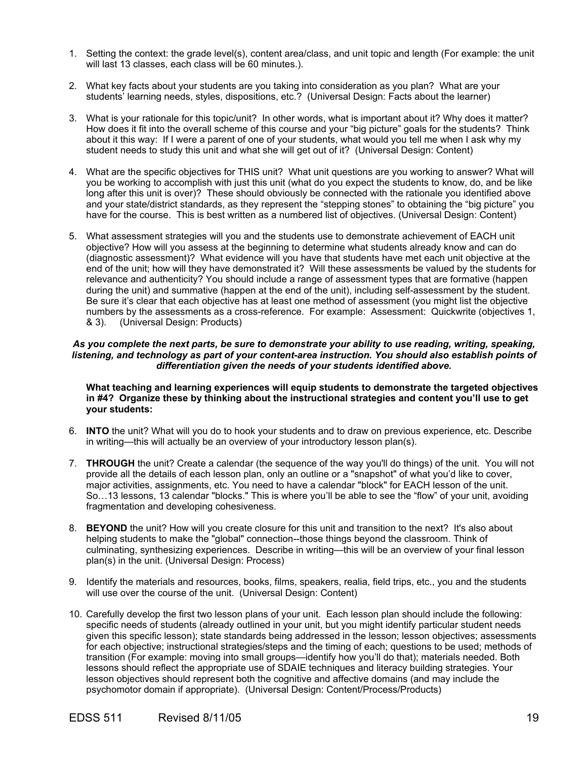1. Setting the context: the grade level(s), content area/class, and unit topic and length (For example: the unit will last 13 classes, each class will be 60 minutes.).

2. What key facts about your students are you taking into consideration as you plan? What are your students' learning needs, styles, dispositions, etc.? (Universal Design: Facts about the learner)

3. What is your rationale for this topic/unit? In other words, what is important about it? Why does it matter? How does it fit into the overall scheme of this course and your "big picture" goals for the students? Think about it this way: If I were a parent of one of your students, what would you tell me when I ask why my student needs to study this unit and what she will get out of it? (Universal Design: Content)

4. What are the specific objectives for THIS unit? What unit questions are you working to answer? What will you be working to accomplish with just this unit (what do you expect the students to know, do, and be like long after this unit is over)? These should obviously be connected with the rationale you identified above and your state/district standards, as they represent the "stepping stones" to obtaining the "big picture" you have for the course. This is best written as a numbered list of objectives. (Universal Design: Content)

5. What assessment strategies will you and the students use to demonstrate achievement of EACH unit objective? How will you assess at the beginning to determine what students already know and can do (diagnostic assessment)? What evidence will you have that students have met each unit objective at the end of the unit; how will they have demonstrated it? Will these assessments be valued by the students for relevance and authenticity? You should include a range of assessment types that are formative (happen during the unit) and summative (happen at the end of the unit), including self-assessment by the student. Be sure it's clear that each objective has at least one method of assessment (you might list the objective numbers by the assessments as a cross-reference. For example: Assessment: Quickwrite (objectives 1, & 3). (Universal Design: Products)

***As you complete the next parts, be sure to demonstrate your ability to use reading, writing, speaking, listening, and technology as part of your content-area instruction. You should also establish points of differentiation given the needs of your students identified above.***

**What teaching and learning experiences will equip students to demonstrate the targeted objectives in #4? Organize these by thinking about the instructional strategies and content you'll use to get your students:**

6. **INTO** the unit? What will you do to hook your students and to draw on previous experience, etc. Describe in writing—this will actually be an overview of your introductory lesson plan(s).

7. **THROUGH** the unit? Create a calendar (the sequence of the way you'll do things) of the unit. You will not provide all the details of each lesson plan, only an outline or a "snapshot" of what you'd like to cover, major activities, assignments, etc. You need to have a calendar "block" for EACH lesson of the unit. So…13 lessons, 13 calendar "blocks." This is where you'll be able to see the "flow" of your unit, avoiding fragmentation and developing cohesiveness.

8. **BEYOND** the unit? How will you create closure for this unit and transition to the next? It's also about helping students to make the "global" connection--those things beyond the classroom. Think of culminating, synthesizing experiences. Describe in writing—this will be an overview of your final lesson plan(s) in the unit. (Universal Design: Process)

9. Identify the materials and resources, books, films, speakers, realia, field trips, etc., you and the students will use over the course of the unit. (Universal Design: Content)

10. Carefully develop the first two lesson plans of your unit. Each lesson plan should include the following: specific needs of students (already outlined in your unit, but you might identify particular student needs given this specific lesson); state standards being addressed in the lesson; lesson objectives; assessments for each objective; instructional strategies/steps and the timing of each; questions to be used; methods of transition (For example: moving into small groups—identify how you'll do that); materials needed. Both lessons should reflect the appropriate use of SDAIE techniques and literacy building strategies. Your lesson objectives should represent both the cognitive and affective domains (and may include the psychomotor domain if appropriate). (Universal Design: Content/Process/Products)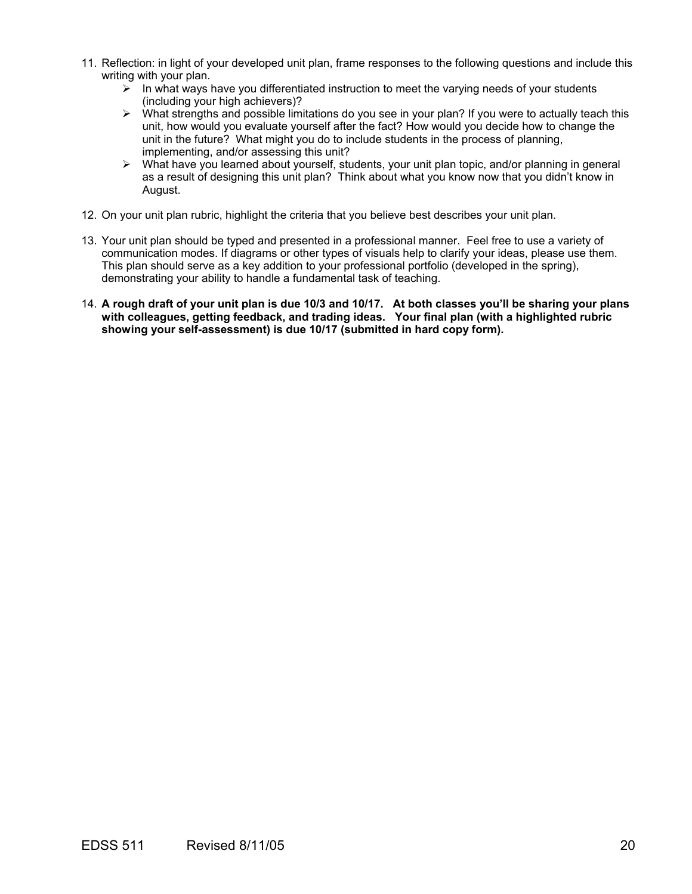11. Reflection: in light of your developed unit plan, frame responses to the following questions and include this writing with your plan.
    - In what ways have you differentiated instruction to meet the varying needs of your students (including your high achievers)?
    - What strengths and possible limitations do you see in your plan? If you were to actually teach this unit, how would you evaluate yourself after the fact? How would you decide how to change the unit in the future? What might you do to include students in the process of planning, implementing, and/or assessing this unit?
    - What have you learned about yourself, students, your unit plan topic, and/or planning in general as a result of designing this unit plan? Think about what you know now that you didn't know in August.

12. On your unit plan rubric, highlight the criteria that you believe best describes your unit plan.

13. Your unit plan should be typed and presented in a professional manner. Feel free to use a variety of communication modes. If diagrams or other types of visuals help to clarify your ideas, please use them. This plan should serve as a key addition to your professional portfolio (developed in the spring), demonstrating your ability to handle a fundamental task of teaching.

14. **A rough draft of your unit plan is due 10/3 and 10/17. At both classes you'll be sharing your plans with colleagues, getting feedback, and trading ideas. Your final plan (with a highlighted rubric showing your self-assessment) is due 10/17 (submitted in hard copy form).**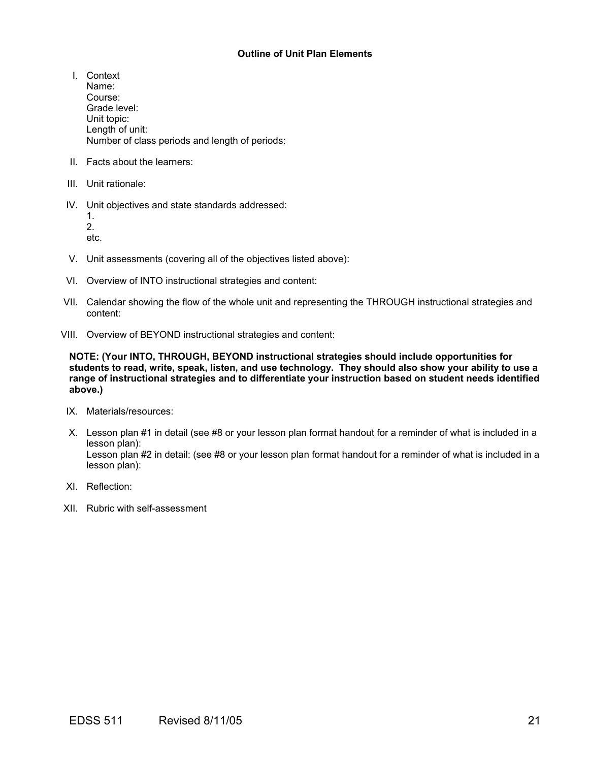**Outline of Unit Plan Elements**

I. Context
   Name:
   Course:
   Grade level:
   Unit topic:
   Length of unit:
   Number of class periods and length of periods:

II. Facts about the learners:

III. Unit rationale:

IV. Unit objectives and state standards addressed:
   1.
   2.
   etc.

V. Unit assessments (covering all of the objectives listed above):

VI. Overview of INTO instructional strategies and content:

VII. Calendar showing the flow of the whole unit and representing the THROUGH instructional strategies and content:

VIII. Overview of BEYOND instructional strategies and content:

**NOTE: (Your INTO, THROUGH, BEYOND instructional strategies should include opportunities for students to read, write, speak, listen, and use technology. They should also show your ability to use a range of instructional strategies and to differentiate your instruction based on student needs identified above.)**

IX. Materials/resources:

X. Lesson plan #1 in detail (see #8 or your lesson plan format handout for a reminder of what is included in a lesson plan):
   Lesson plan #2 in detail: (see #8 or your lesson plan format handout for a reminder of what is included in a lesson plan):

XI. Reflection:

XII. Rubric with self-assessment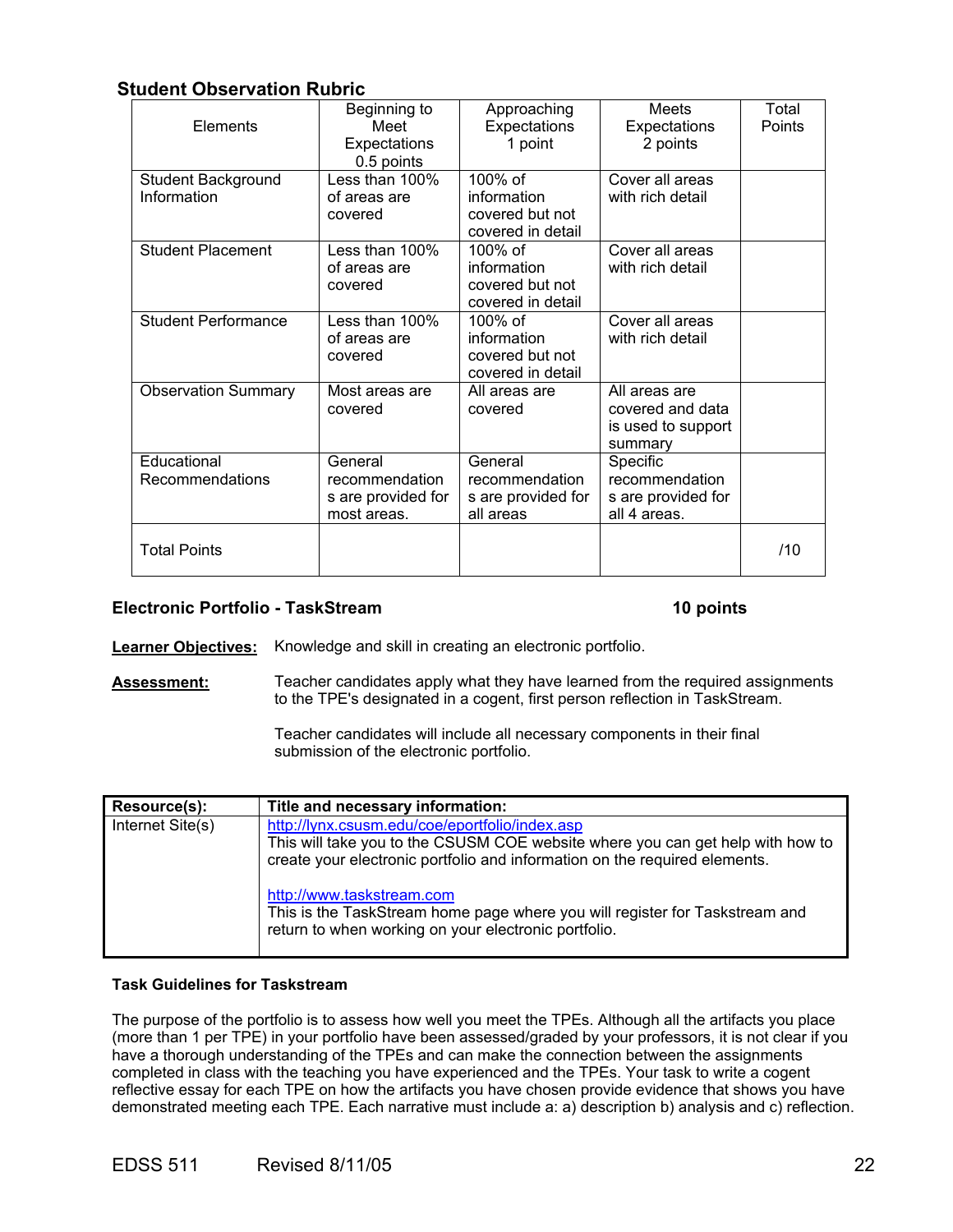## Student Observation Rubric

| Elements | Beginning to Meet Expectations 0.5 points | Approaching Expectations 1 point | Meets Expectations 2 points | Total Points |
|---|---|---|---|---|
| Student Background Information | Less than 100% of areas are covered | 100% of information covered but not covered in detail | Cover all areas with rich detail | |
| Student Placement | Less than 100% of areas are covered | 100% of information covered but not covered in detail | Cover all areas with rich detail | |
| Student Performance | Less than 100% of areas are covered | 100% of information covered but not covered in detail | Cover all areas with rich detail | |
| Observation Summary | Most areas are covered | All areas are covered | All areas are covered and data is used to support summary | |
| Educational Recommendations | General recommendations are provided for most areas. | General recommendations are provided for all areas | Specific recommendations are provided for all 4 areas. | |
| Total Points | | | | /10 |

**Electronic Portfolio - TaskStream** **10 points**

**Learner Objectives:** Knowledge and skill in creating an electronic portfolio.

**Assessment:** Teacher candidates apply what they have learned from the required assignments to the TPE's designated in a cogent, first person reflection in TaskStream.

Teacher candidates will include all necessary components in their final submission of the electronic portfolio.

| Resource(s): | Title and necessary information: |
|---|---|
| Internet Site(s) | http://lynx.csusm.edu/coe/eportfolio/index.asp<br>This will take you to the CSUSM COE website where you can get help with how to create your electronic portfolio and information on the required elements.<br><br>http://www.taskstream.com<br>This is the TaskStream home page where you will register for Taskstream and return to when working on your electronic portfolio. |

**Task Guidelines for Taskstream**

The purpose of the portfolio is to assess how well you meet the TPEs. Although all the artifacts you place (more than 1 per TPE) in your portfolio have been assessed/graded by your professors, it is not clear if you have a thorough understanding of the TPEs and can make the connection between the assignments completed in class with the teaching you have experienced and the TPEs. Your task to write a cogent reflective essay for each TPE on how the artifacts you have chosen provide evidence that shows you have demonstrated meeting each TPE. Each narrative must include a: a) description b) analysis and c) reflection.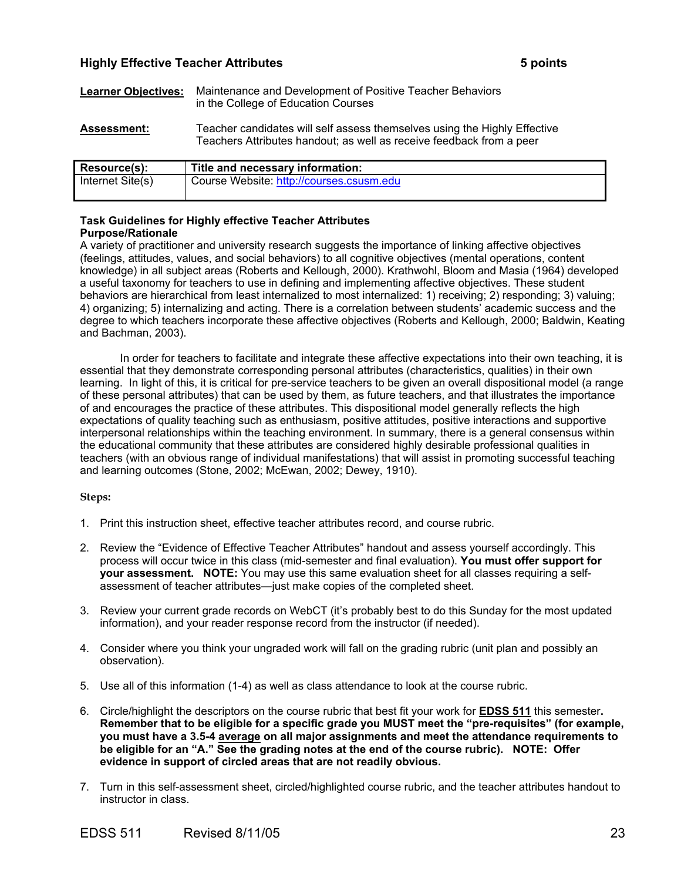## Highly Effective Teacher Attributes 5 points

**Learner Objectives:** Maintenance and Development of Positive Teacher Behaviors in the College of Education Courses

**Assessment:** Teacher candidates will self assess themselves using the Highly Effective Teachers Attributes handout; as well as receive feedback from a peer

| Resource(s): | Title and necessary information: |
|---|---|
| Internet Site(s) | Course Website: http://courses.csusm.edu |

**Task Guidelines for Highly effective Teacher Attributes**
**Purpose/Rationale**

A variety of practitioner and university research suggests the importance of linking affective objectives (feelings, attitudes, values, and social behaviors) to all cognitive objectives (mental operations, content knowledge) in all subject areas (Roberts and Kellough, 2000). Krathwohl, Bloom and Masia (1964) developed a useful taxonomy for teachers to use in defining and implementing affective objectives. These student behaviors are hierarchical from least internalized to most internalized: 1) receiving; 2) responding; 3) valuing; 4) organizing; 5) internalizing and acting. There is a correlation between students' academic success and the degree to which teachers incorporate these affective objectives (Roberts and Kellough, 2000; Baldwin, Keating and Bachman, 2003).

In order for teachers to facilitate and integrate these affective expectations into their own teaching, it is essential that they demonstrate corresponding personal attributes (characteristics, qualities) in their own learning. In light of this, it is critical for pre-service teachers to be given an overall dispositional model (a range of these personal attributes) that can be used by them, as future teachers, and that illustrates the importance of and encourages the practice of these attributes. This dispositional model generally reflects the high expectations of quality teaching such as enthusiasm, positive attitudes, positive interactions and supportive interpersonal relationships within the teaching environment. In summary, there is a general consensus within the educational community that these attributes are considered highly desirable professional qualities in teachers (with an obvious range of individual manifestations) that will assist in promoting successful teaching and learning outcomes (Stone, 2002; McEwan, 2002; Dewey, 1910).

**Steps:**

1. Print this instruction sheet, effective teacher attributes record, and course rubric.
2. Review the "Evidence of Effective Teacher Attributes" handout and assess yourself accordingly. This process will occur twice in this class (mid-semester and final evaluation). **You must offer support for your assessment. NOTE:** You may use this same evaluation sheet for all classes requiring a self-assessment of teacher attributes—just make copies of the completed sheet.
3. Review your current grade records on WebCT (it's probably best to do this Sunday for the most updated information), and your reader response record from the instructor (if needed).
4. Consider where you think your ungraded work will fall on the grading rubric (unit plan and possibly an observation).
5. Use all of this information (1-4) as well as class attendance to look at the course rubric.
6. Circle/highlight the descriptors on the course rubric that best fit your work for **EDSS 511** this semester**. Remember that to be eligible for a specific grade you MUST meet the "pre-requisites" (for example, you must have a 3.5-4 average on all major assignments and meet the attendance requirements to be eligible for an "A." See the grading notes at the end of the course rubric). NOTE: Offer evidence in support of circled areas that are not readily obvious.**
7. Turn in this self-assessment sheet, circled/highlighted course rubric, and the teacher attributes handout to instructor in class.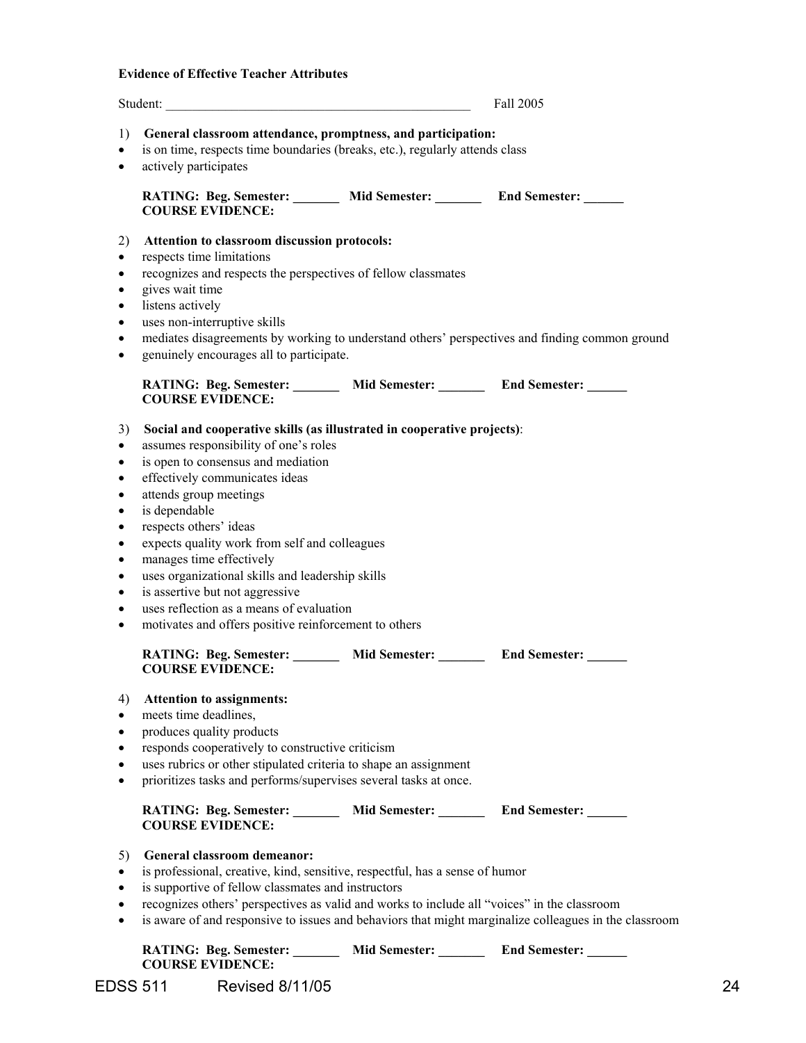**Evidence of Effective Teacher Attributes**

Student: _______________________________________________ Fall 2005

1) **General classroom attendance, promptness, and participation:**
- is on time, respects time boundaries (breaks, etc.), regularly attends class
- actively participates

**RATING: Beg. Semester: _______ Mid Semester: _______ End Semester: ______**
**COURSE EVIDENCE:**

2) **Attention to classroom discussion protocols:**
- respects time limitations
- recognizes and respects the perspectives of fellow classmates
- gives wait time
- listens actively
- uses non-interruptive skills
- mediates disagreements by working to understand others' perspectives and finding common ground
- genuinely encourages all to participate.

**RATING: Beg. Semester: _______ Mid Semester: _______ End Semester: ______**
**COURSE EVIDENCE:**

3) **Social and cooperative skills (as illustrated in cooperative projects)**:
- assumes responsibility of one's roles
- is open to consensus and mediation
- effectively communicates ideas
- attends group meetings
- is dependable
- respects others' ideas
- expects quality work from self and colleagues
- manages time effectively
- uses organizational skills and leadership skills
- is assertive but not aggressive
- uses reflection as a means of evaluation
- motivates and offers positive reinforcement to others

**RATING: Beg. Semester: _______ Mid Semester: _______ End Semester: ______**
**COURSE EVIDENCE:**

4) **Attention to assignments:**
- meets time deadlines,
- produces quality products
- responds cooperatively to constructive criticism
- uses rubrics or other stipulated criteria to shape an assignment
- prioritizes tasks and performs/supervises several tasks at once.

**RATING: Beg. Semester: _______ Mid Semester: _______ End Semester: ______**
**COURSE EVIDENCE:**

5) **General classroom demeanor:**
- is professional, creative, kind, sensitive, respectful, has a sense of humor
- is supportive of fellow classmates and instructors
- recognizes others' perspectives as valid and works to include all "voices" in the classroom
- is aware of and responsive to issues and behaviors that might marginalize colleagues in the classroom

**RATING: Beg. Semester: _______ Mid Semester: _______ End Semester: ______**
**COURSE EVIDENCE:**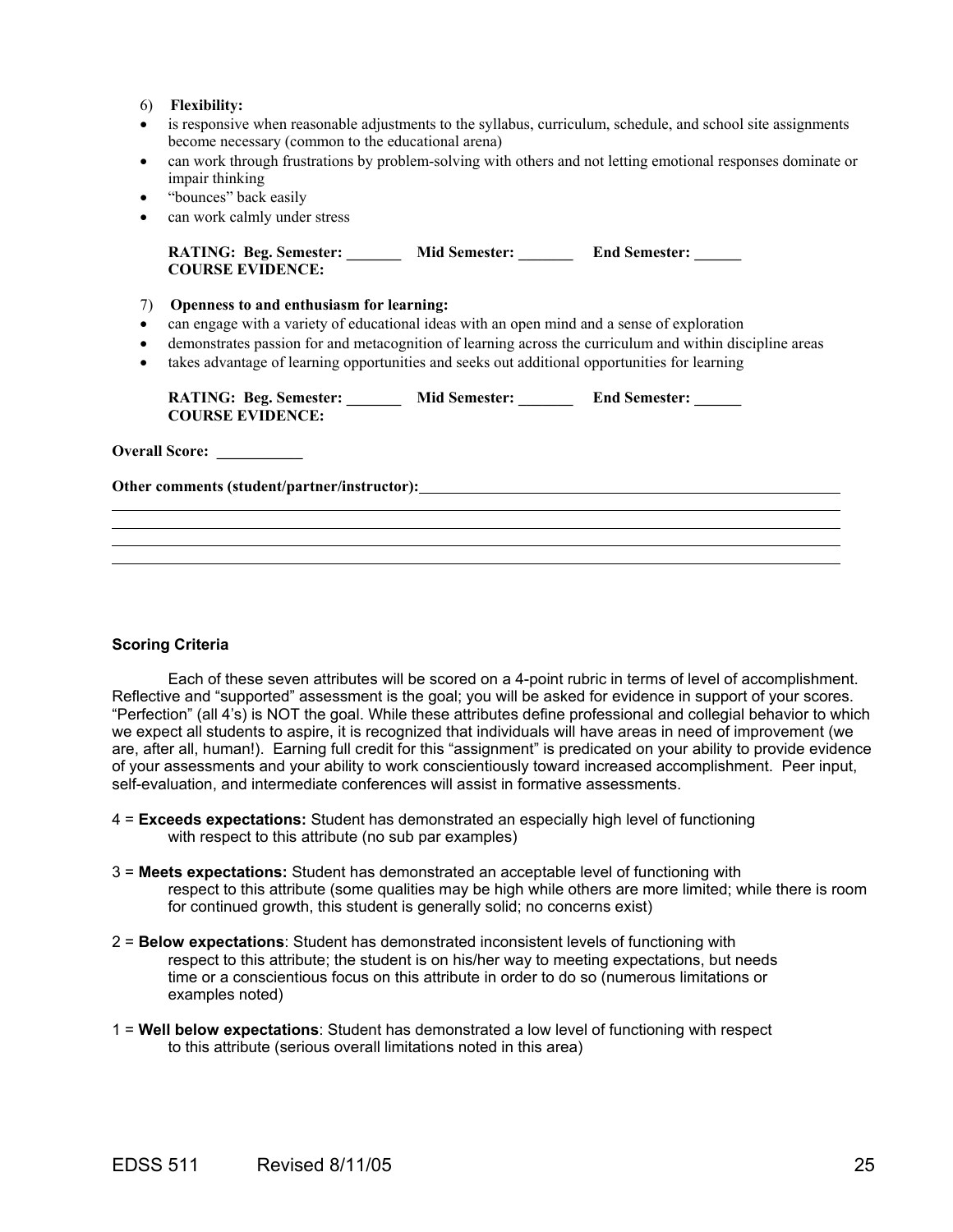6) **Flexibility:**

- is responsive when reasonable adjustments to the syllabus, curriculum, schedule, and school site assignments become necessary (common to the educational arena)
- can work through frustrations by problem-solving with others and not letting emotional responses dominate or impair thinking
- "bounces" back easily
- can work calmly under stress

**RATING: Beg. Semester: _______ Mid Semester: _______ End Semester: ______**
**COURSE EVIDENCE:**

7) **Openness to and enthusiasm for learning:**

- can engage with a variety of educational ideas with an open mind and a sense of exploration
- demonstrates passion for and metacognition of learning across the curriculum and within discipline areas
- takes advantage of learning opportunities and seeks out additional opportunities for learning

**RATING: Beg. Semester: _______ Mid Semester: _______ End Semester: ______**
**COURSE EVIDENCE:**

**Overall Score: ___________**

**Other comments (student/partner/instructor):**

### Scoring Criteria

Each of these seven attributes will be scored on a 4-point rubric in terms of level of accomplishment. Reflective and "supported" assessment is the goal; you will be asked for evidence in support of your scores. "Perfection" (all 4's) is NOT the goal. While these attributes define professional and collegial behavior to which we expect all students to aspire, it is recognized that individuals will have areas in need of improvement (we are, after all, human!). Earning full credit for this "assignment" is predicated on your ability to provide evidence of your assessments and your ability to work conscientiously toward increased accomplishment. Peer input, self-evaluation, and intermediate conferences will assist in formative assessments.

4 = **Exceeds expectations:** Student has demonstrated an especially high level of functioning with respect to this attribute (no sub par examples)

3 = **Meets expectations:** Student has demonstrated an acceptable level of functioning with respect to this attribute (some qualities may be high while others are more limited; while there is room for continued growth, this student is generally solid; no concerns exist)

2 = **Below expectations**: Student has demonstrated inconsistent levels of functioning with respect to this attribute; the student is on his/her way to meeting expectations, but needs time or a conscientious focus on this attribute in order to do so (numerous limitations or examples noted)

1 = **Well below expectations**: Student has demonstrated a low level of functioning with respect to this attribute (serious overall limitations noted in this area)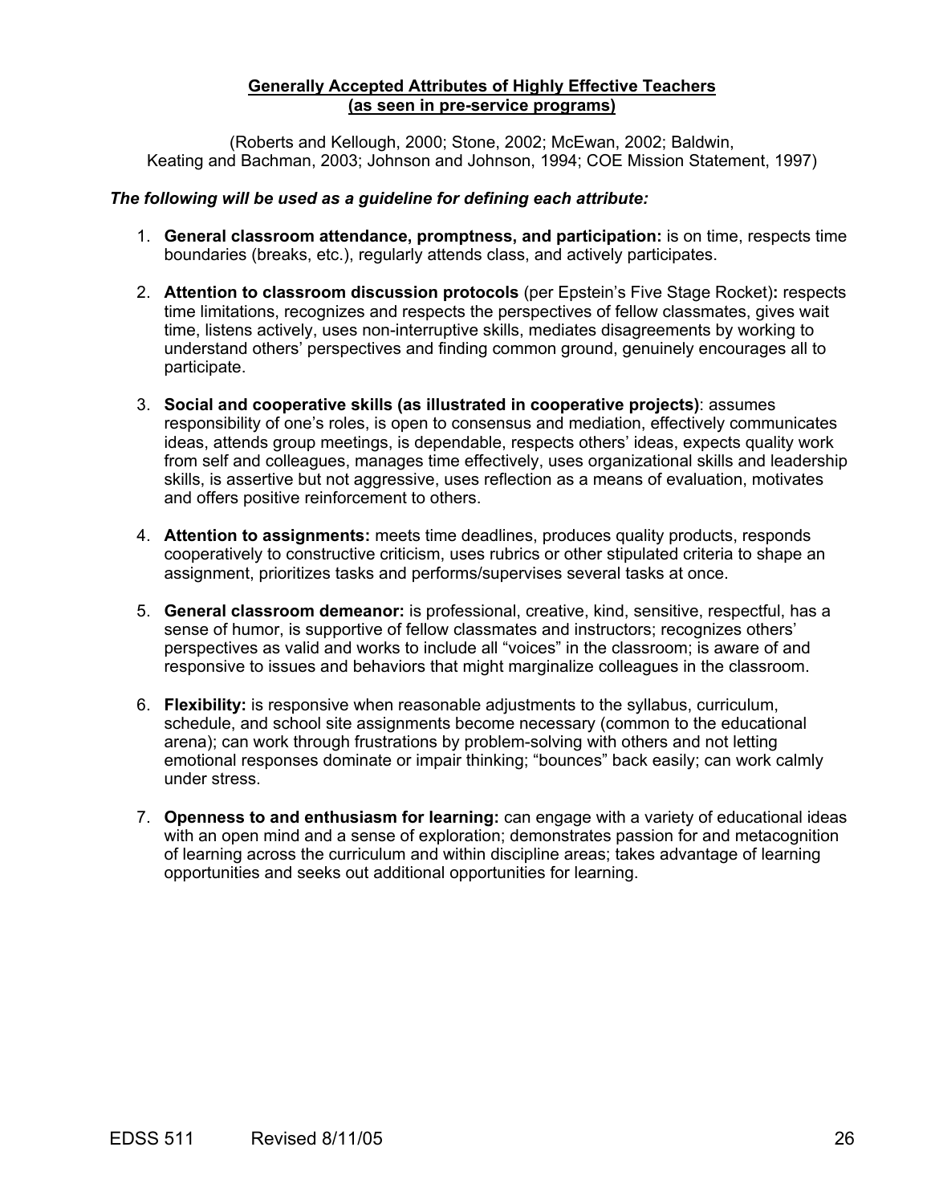## Generally Accepted Attributes of Highly Effective Teachers (as seen in pre-service programs)

(Roberts and Kellough, 2000; Stone, 2002; McEwan, 2002; Baldwin, Keating and Bachman, 2003; Johnson and Johnson, 1994; COE Mission Statement, 1997)

***The following will be used as a guideline for defining each attribute:***

1. **General classroom attendance, promptness, and participation:** is on time, respects time boundaries (breaks, etc.), regularly attends class, and actively participates.

2. **Attention to classroom discussion protocols** (per Epstein's Five Stage Rocket)**:** respects time limitations, recognizes and respects the perspectives of fellow classmates, gives wait time, listens actively, uses non-interruptive skills, mediates disagreements by working to understand others' perspectives and finding common ground, genuinely encourages all to participate.

3. **Social and cooperative skills (as illustrated in cooperative projects)**: assumes responsibility of one's roles, is open to consensus and mediation, effectively communicates ideas, attends group meetings, is dependable, respects others' ideas, expects quality work from self and colleagues, manages time effectively, uses organizational skills and leadership skills, is assertive but not aggressive, uses reflection as a means of evaluation, motivates and offers positive reinforcement to others.

4. **Attention to assignments:** meets time deadlines, produces quality products, responds cooperatively to constructive criticism, uses rubrics or other stipulated criteria to shape an assignment, prioritizes tasks and performs/supervises several tasks at once.

5. **General classroom demeanor:** is professional, creative, kind, sensitive, respectful, has a sense of humor, is supportive of fellow classmates and instructors; recognizes others' perspectives as valid and works to include all "voices" in the classroom; is aware of and responsive to issues and behaviors that might marginalize colleagues in the classroom.

6. **Flexibility:** is responsive when reasonable adjustments to the syllabus, curriculum, schedule, and school site assignments become necessary (common to the educational arena); can work through frustrations by problem-solving with others and not letting emotional responses dominate or impair thinking; "bounces" back easily; can work calmly under stress.

7. **Openness to and enthusiasm for learning:** can engage with a variety of educational ideas with an open mind and a sense of exploration; demonstrates passion for and metacognition of learning across the curriculum and within discipline areas; takes advantage of learning opportunities and seeks out additional opportunities for learning.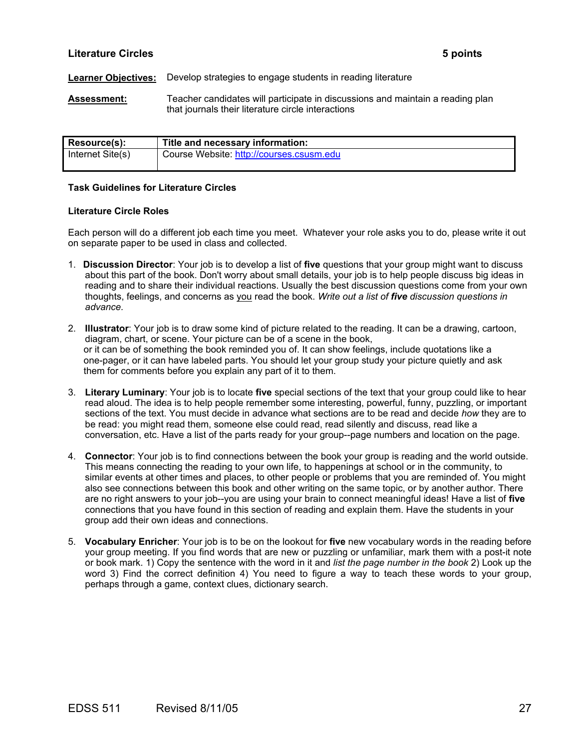**Literature Circles** **5 points**

**Learner Objectives:** Develop strategies to engage students in reading literature

**Assessment:** Teacher candidates will participate in discussions and maintain a reading plan that journals their literature circle interactions

| Resource(s): | Title and necessary information: |
|---|---|
| Internet Site(s) | Course Website: http://courses.csusm.edu |

**Task Guidelines for Literature Circles**

**Literature Circle Roles**

Each person will do a different job each time you meet. Whatever your role asks you to do, please write it out on separate paper to be used in class and collected.

1. **Discussion Director**: Your job is to develop a list of **five** questions that your group might want to discuss about this part of the book. Don't worry about small details, your job is to help people discuss big ideas in reading and to share their individual reactions. Usually the best discussion questions come from your own thoughts, feelings, and concerns as you read the book. *Write out a list of **five** discussion questions in advance.*

2. **Illustrator**: Your job is to draw some kind of picture related to the reading. It can be a drawing, cartoon, diagram, chart, or scene. Your picture can be of a scene in the book, or it can be of something the book reminded you of. It can show feelings, include quotations like a one-pager, or it can have labeled parts. You should let your group study your picture quietly and ask them for comments before you explain any part of it to them.

3. **Literary Luminary**: Your job is to locate **five** special sections of the text that your group could like to hear read aloud. The idea is to help people remember some interesting, powerful, funny, puzzling, or important sections of the text. You must decide in advance what sections are to be read and decide *how* they are to be read: you might read them, someone else could read, read silently and discuss, read like a conversation, etc. Have a list of the parts ready for your group--page numbers and location on the page.

4. **Connector**: Your job is to find connections between the book your group is reading and the world outside. This means connecting the reading to your own life, to happenings at school or in the community, to similar events at other times and places, to other people or problems that you are reminded of. You might also see connections between this book and other writing on the same topic, or by another author. There are no right answers to your job--you are using your brain to connect meaningful ideas! Have a list of **five** connections that you have found in this section of reading and explain them. Have the students in your group add their own ideas and connections.

5. **Vocabulary Enricher**: Your job is to be on the lookout for **five** new vocabulary words in the reading before your group meeting. If you find words that are new or puzzling or unfamiliar, mark them with a post-it note or book mark. 1) Copy the sentence with the word in it and *list the page number in the book* 2) Look up the word 3) Find the correct definition 4) You need to figure a way to teach these words to your group, perhaps through a game, context clues, dictionary search.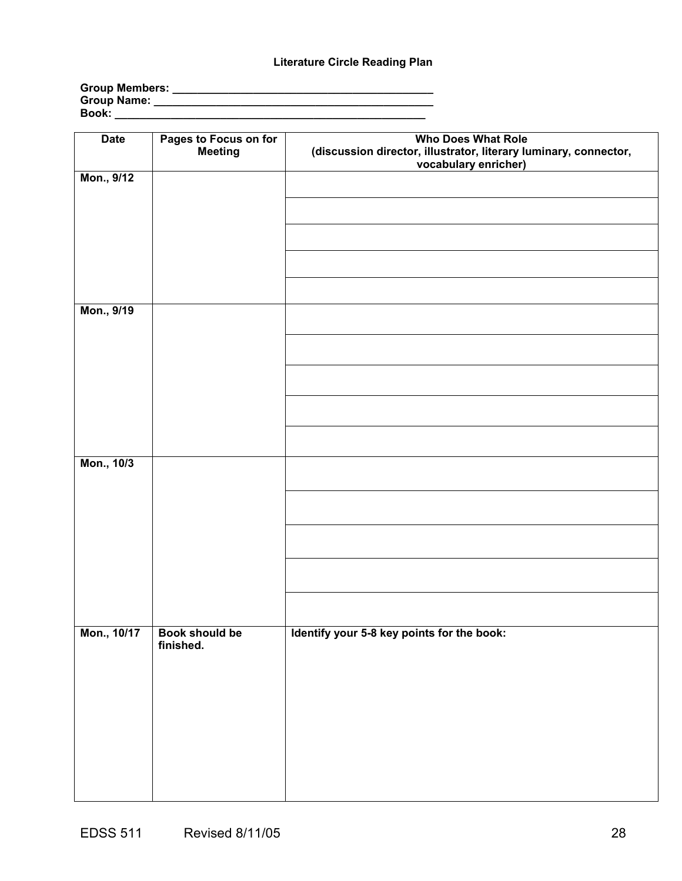# Literature Circle Reading Plan

**Group Members:** ___________________________________________
**Group Name:** ______________________________________________
**Book:** ___________________________________________________

| Date | Pages to Focus on for Meeting | Who Does What Role (discussion director, illustrator, literary luminary, connector, vocabulary enricher) |
|---|---|---|
| **Mon., 9/12** | | |
| | | |
| | | |
| | | |
| | | |
| **Mon., 9/19** | | |
| | | |
| | | |
| | | |
| | | |
| **Mon., 10/3** | | |
| | | |
| | | |
| | | |
| | | |
| **Mon., 10/17** | **Book should be finished.** | **Identify your 5-8 key points for the book:** |

EDSS 511 Revised 8/11/05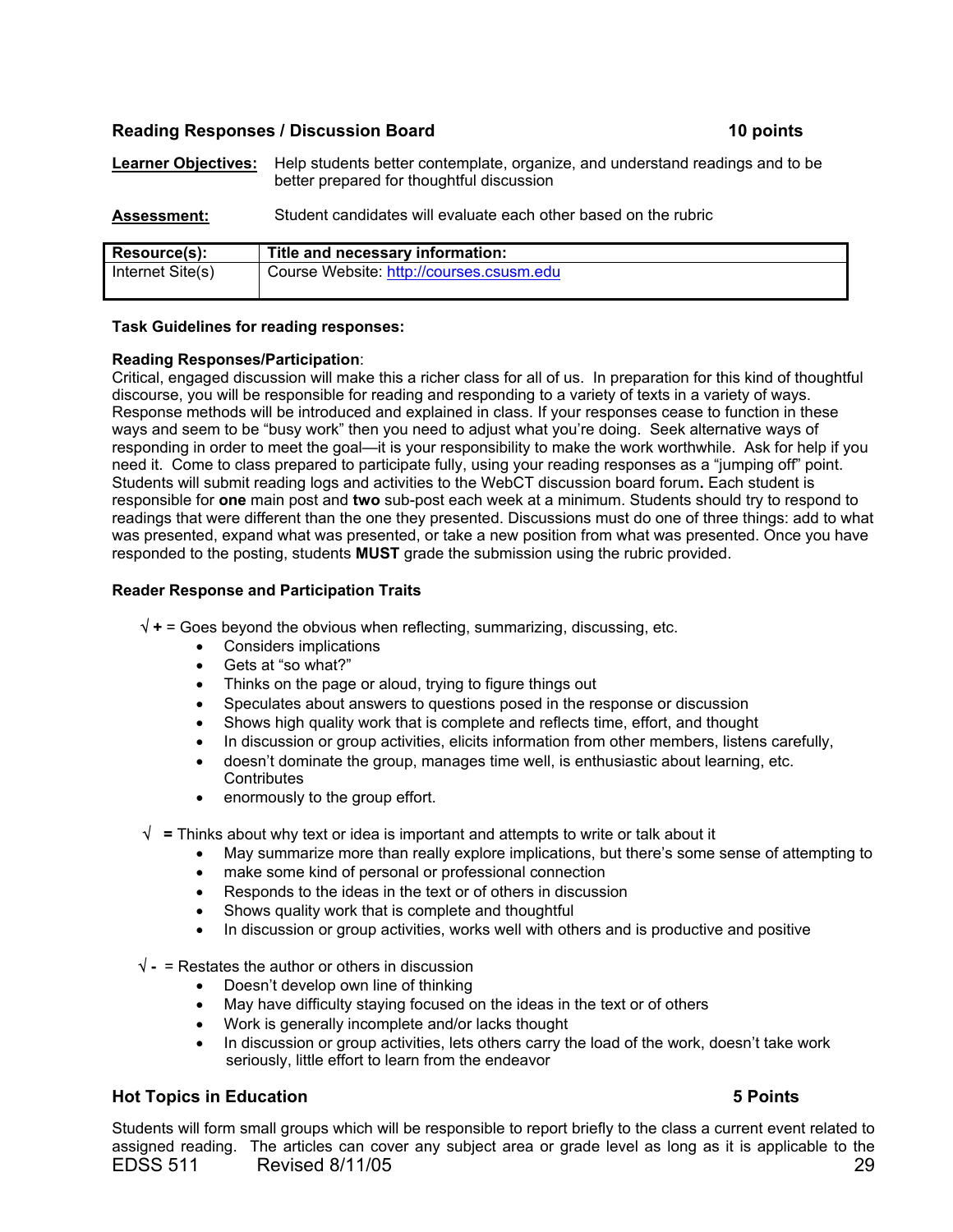### Reading Responses / Discussion Board — 10 points

**Learner Objectives:** Help students better contemplate, organize, and understand readings and to be better prepared for thoughtful discussion

**Assessment:** Student candidates will evaluate each other based on the rubric

| Resource(s): | Title and necessary information: |
|---|---|
| Internet Site(s) | Course Website: http://courses.csusm.edu |

**Task Guidelines for reading responses:**

**Reading Responses/Participation**:
Critical, engaged discussion will make this a richer class for all of us. In preparation for this kind of thoughtful discourse, you will be responsible for reading and responding to a variety of texts in a variety of ways. Response methods will be introduced and explained in class. If your responses cease to function in these ways and seem to be "busy work" then you need to adjust what you're doing. Seek alternative ways of responding in order to meet the goal—it is your responsibility to make the work worthwhile. Ask for help if you need it. Come to class prepared to participate fully, using your reading responses as a "jumping off" point. Students will submit reading logs and activities to the WebCT discussion board forum**.** Each student is responsible for **one** main post and **two** sub-post each week at a minimum. Students should try to respond to readings that were different than the one they presented. Discussions must do one of three things: add to what was presented, expand what was presented, or take a new position from what was presented. Once you have responded to the posting, students **MUST** grade the submission using the rubric provided.

**Reader Response and Participation Traits**

√ **+** = Goes beyond the obvious when reflecting, summarizing, discussing, etc.

- Considers implications
- Gets at "so what?"
- Thinks on the page or aloud, trying to figure things out
- Speculates about answers to questions posed in the response or discussion
- Shows high quality work that is complete and reflects time, effort, and thought
- In discussion or group activities, elicits information from other members, listens carefully,
- doesn't dominate the group, manages time well, is enthusiastic about learning, etc. Contributes
- enormously to the group effort.

√ **=** Thinks about why text or idea is important and attempts to write or talk about it

- May summarize more than really explore implications, but there's some sense of attempting to
- make some kind of personal or professional connection
- Responds to the ideas in the text or of others in discussion
- Shows quality work that is complete and thoughtful
- In discussion or group activities, works well with others and is productive and positive

√ **-** = Restates the author or others in discussion

- Doesn't develop own line of thinking
- May have difficulty staying focused on the ideas in the text or of others
- Work is generally incomplete and/or lacks thought
- In discussion or group activities, lets others carry the load of the work, doesn't take work seriously, little effort to learn from the endeavor

### Hot Topics in Education — 5 Points

Students will form small groups which will be responsible to report briefly to the class a current event related to assigned reading. The articles can cover any subject area or grade level as long as it is applicable to the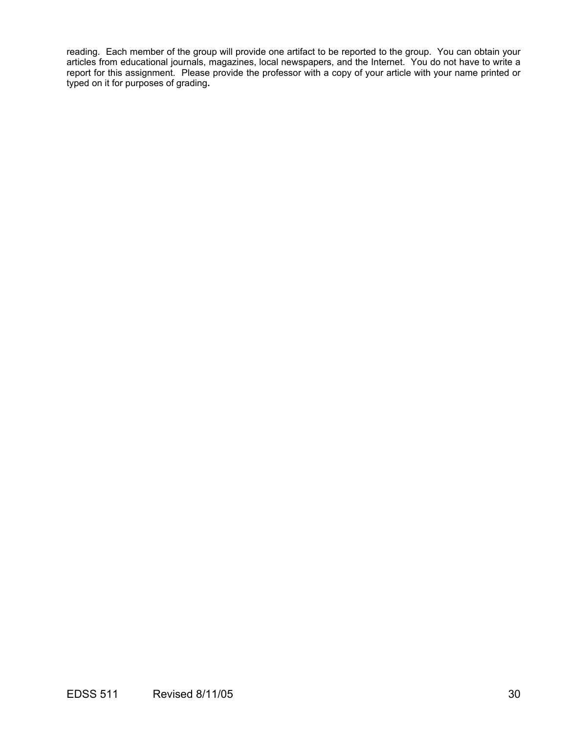reading. Each member of the group will provide one artifact to be reported to the group. You can obtain your articles from educational journals, magazines, local newspapers, and the Internet. You do not have to write a report for this assignment. Please provide the professor with a copy of your article with your name printed or typed on it for purposes of grading.